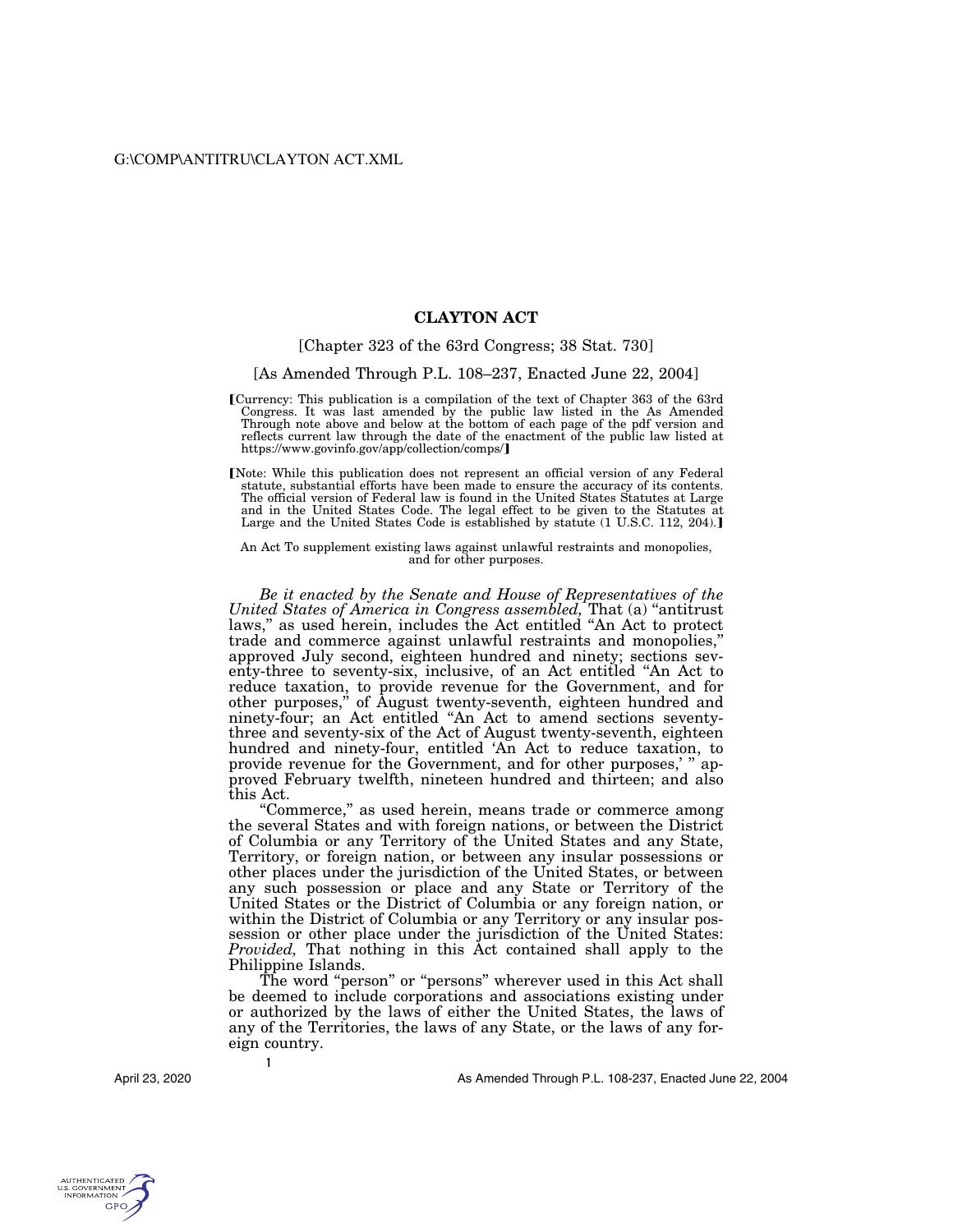# CLAYTON ACT

[Chapter 323 of the 63rd Congress; 38 Stat. 730]

[As Amended Through P.L. 108–237, Enacted June 22, 2004]

【Currency: This publication is a compilation of the text of Chapter 363 of the 63rd Congress. It was last amended by the public law listed in the As Amended Through note above and below at the bottom of each page of the pdf version and reflects current law through the date of the enactment of the public law listed at https://www.govinfo.gov/app/collection/comps/】

【Note: While this publication does not represent an official version of any Federal statute, substantial efforts have been made to ensure the accuracy of its contents. The official version of Federal law is found in the United States Statutes at Large and in the United States Code. The legal effect to be given to the Statutes at Large and the United States Code is established by statute (1 U.S.C. 112, 204).】

An Act To supplement existing laws against unlawful restraints and monopolies, and for other purposes.

*Be it enacted by the Senate and House of Representatives of the United States of America in Congress assembled,* That (a) "antitrust laws," as used herein, includes the Act entitled "An Act to protect trade and commerce against unlawful restraints and monopolies," approved July second, eighteen hundred and ninety; sections seventy-three to seventy-six, inclusive, of an Act entitled "An Act to reduce taxation, to provide revenue for the Government, and for other purposes," of August twenty-seventh, eighteen hundred and ninety-four; an Act entitled "An Act to amend sections seventy-three and seventy-six of the Act of August twenty-seventh, eighteen hundred and ninety-four, entitled 'An Act to reduce taxation, to provide revenue for the Government, and for other purposes,' " approved February twelfth, nineteen hundred and thirteen; and also this Act.

"Commerce," as used herein, means trade or commerce among the several States and with foreign nations, or between the District of Columbia or any Territory of the United States and any State, Territory, or foreign nation, or between any insular possessions or other places under the jurisdiction of the United States, or between any such possession or place and any State or Territory of the United States or the District of Columbia or any foreign nation, or within the District of Columbia or any Territory or any insular possession or other place under the jurisdiction of the United States: *Provided,* That nothing in this Act contained shall apply to the Philippine Islands.

The word "person" or "persons" wherever used in this Act shall be deemed to include corporations and associations existing under or authorized by the laws of either the United States, the laws of any of the Territories, the laws of any State, or the laws of any foreign country.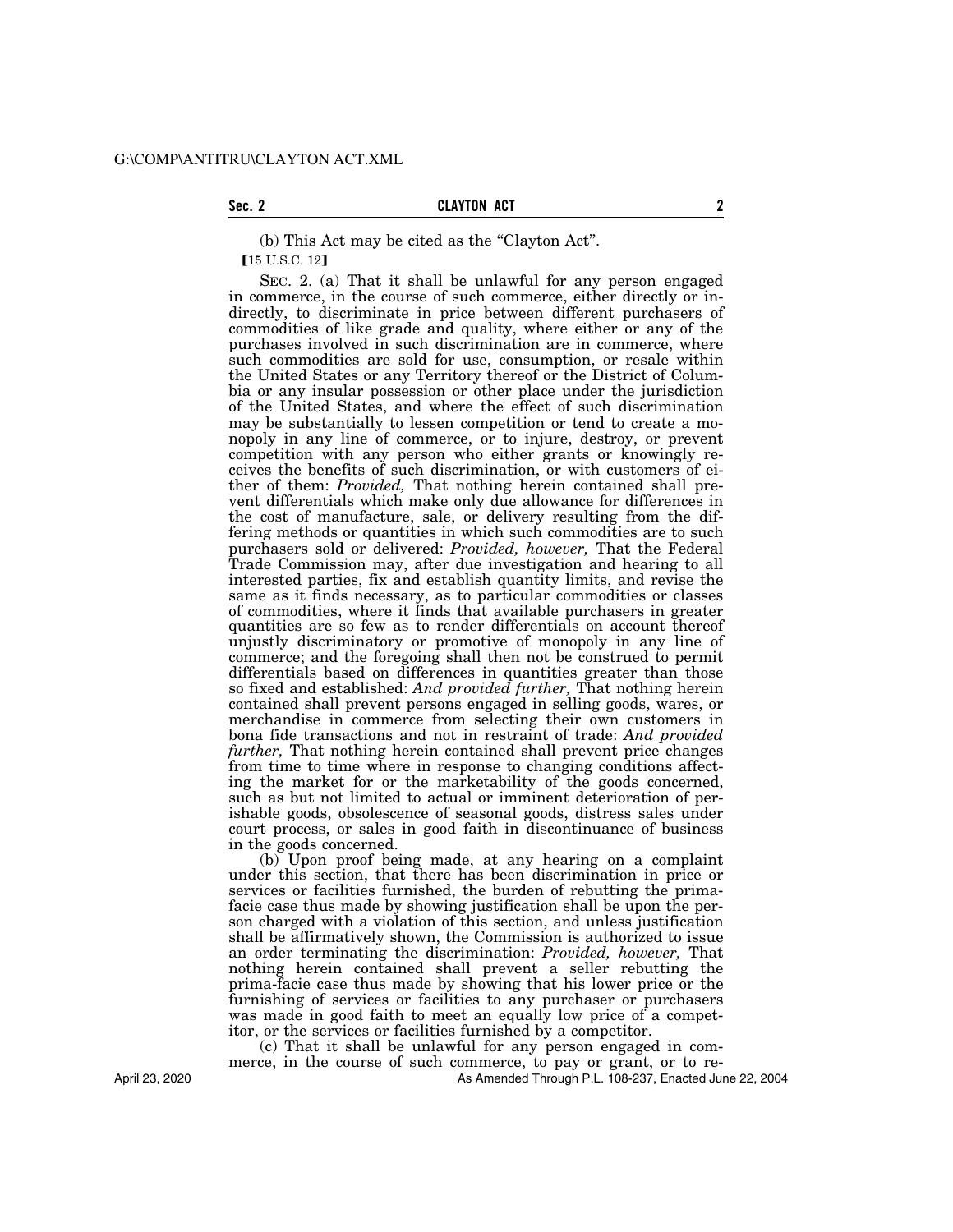(b) This Act may be cited as the "Clayton Act".

【15 U.S.C. 12】

SEC. 2. (a) That it shall be unlawful for any person engaged in commerce, in the course of such commerce, either directly or indirectly, to discriminate in price between different purchasers of commodities of like grade and quality, where either or any of the purchases involved in such discrimination are in commerce, where such commodities are sold for use, consumption, or resale within the United States or any Territory thereof or the District of Columbia or any insular possession or other place under the jurisdiction of the United States, and where the effect of such discrimination may be substantially to lessen competition or tend to create a monopoly in any line of commerce, or to injure, destroy, or prevent competition with any person who either grants or knowingly receives the benefits of such discrimination, or with customers of either of them: *Provided,* That nothing herein contained shall prevent differentials which make only due allowance for differences in the cost of manufacture, sale, or delivery resulting from the differing methods or quantities in which such commodities are to such purchasers sold or delivered: *Provided, however,* That the Federal Trade Commission may, after due investigation and hearing to all interested parties, fix and establish quantity limits, and revise the same as it finds necessary, as to particular commodities or classes of commodities, where it finds that available purchasers in greater quantities are so few as to render differentials on account thereof unjustly discriminatory or promotive of monopoly in any line of commerce; and the foregoing shall then not be construed to permit differentials based on differences in quantities greater than those so fixed and established: *And provided further,* That nothing herein contained shall prevent persons engaged in selling goods, wares, or merchandise in commerce from selecting their own customers in bona fide transactions and not in restraint of trade: *And provided further,* That nothing herein contained shall prevent price changes from time to time where in response to changing conditions affecting the market for or the marketability of the goods concerned, such as but not limited to actual or imminent deterioration of perishable goods, obsolescence of seasonal goods, distress sales under court process, or sales in good faith in discontinuance of business in the goods concerned.

(b) Upon proof being made, at any hearing on a complaint under this section, that there has been discrimination in price or services or facilities furnished, the burden of rebutting the prima-facie case thus made by showing justification shall be upon the person charged with a violation of this section, and unless justification shall be affirmatively shown, the Commission is authorized to issue an order terminating the discrimination: *Provided, however,* That nothing herein contained shall prevent a seller rebutting the prima-facie case thus made by showing that his lower price or the furnishing of services or facilities to any purchaser or purchasers was made in good faith to meet an equally low price of a competitor, or the services or facilities furnished by a competitor.

(c) That it shall be unlawful for any person engaged in commerce, in the course of such commerce, to pay or grant, or to re-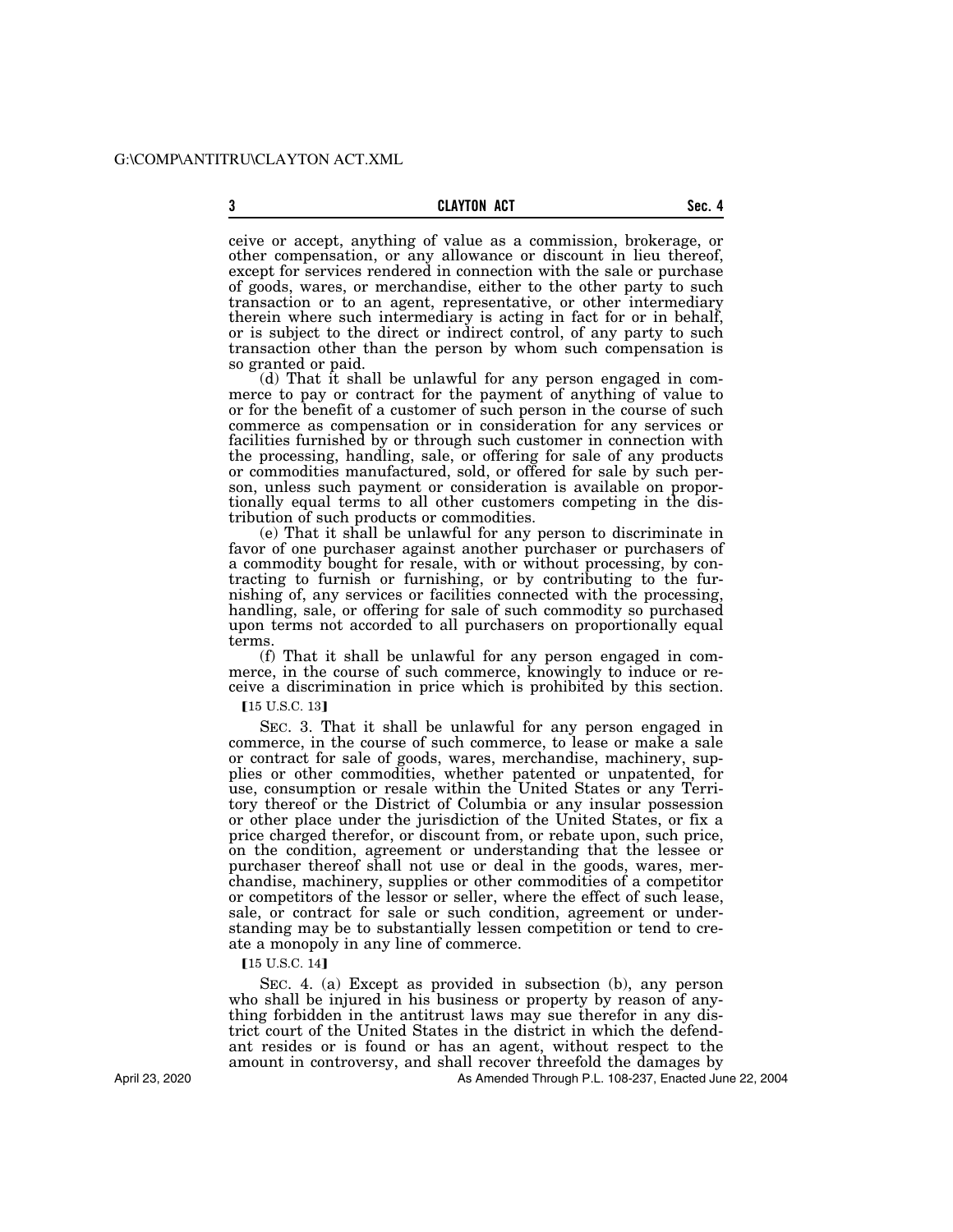ceive or accept, anything of value as a commission, brokerage, or other compensation, or any allowance or discount in lieu thereof, except for services rendered in connection with the sale or purchase of goods, wares, or merchandise, either to the other party to such transaction or to an agent, representative, or other intermediary therein where such intermediary is acting in fact for or in behalf, or is subject to the direct or indirect control, of any party to such transaction other than the person by whom such compensation is so granted or paid.

(d) That it shall be unlawful for any person engaged in commerce to pay or contract for the payment of anything of value to or for the benefit of a customer of such person in the course of such commerce as compensation or in consideration for any services or facilities furnished by or through such customer in connection with the processing, handling, sale, or offering for sale of any products or commodities manufactured, sold, or offered for sale by such person, unless such payment or consideration is available on proportionally equal terms to all other customers competing in the distribution of such products or commodities.

(e) That it shall be unlawful for any person to discriminate in favor of one purchaser against another purchaser or purchasers of a commodity bought for resale, with or without processing, by contracting to furnish or furnishing, or by contributing to the furnishing of, any services or facilities connected with the processing, handling, sale, or offering for sale of such commodity so purchased upon terms not accorded to all purchasers on proportionally equal terms.

(f) That it shall be unlawful for any person engaged in commerce, in the course of such commerce, knowingly to induce or receive a discrimination in price which is prohibited by this section.

【15 U.S.C. 13】

SEC. 3. That it shall be unlawful for any person engaged in commerce, in the course of such commerce, to lease or make a sale or contract for sale of goods, wares, merchandise, machinery, supplies or other commodities, whether patented or unpatented, for use, consumption or resale within the United States or any Territory thereof or the District of Columbia or any insular possession or other place under the jurisdiction of the United States, or fix a price charged therefor, or discount from, or rebate upon, such price, on the condition, agreement or understanding that the lessee or purchaser thereof shall not use or deal in the goods, wares, merchandise, machinery, supplies or other commodities of a competitor or competitors of the lessor or seller, where the effect of such lease, sale, or contract for sale or such condition, agreement or understanding may be to substantially lessen competition or tend to create a monopoly in any line of commerce.

【15 U.S.C. 14】

SEC. 4. (a) Except as provided in subsection (b), any person who shall be injured in his business or property by reason of anything forbidden in the antitrust laws may sue therefor in any district court of the United States in the district in which the defendant resides or is found or has an agent, without respect to the amount in controversy, and shall recover threefold the damages by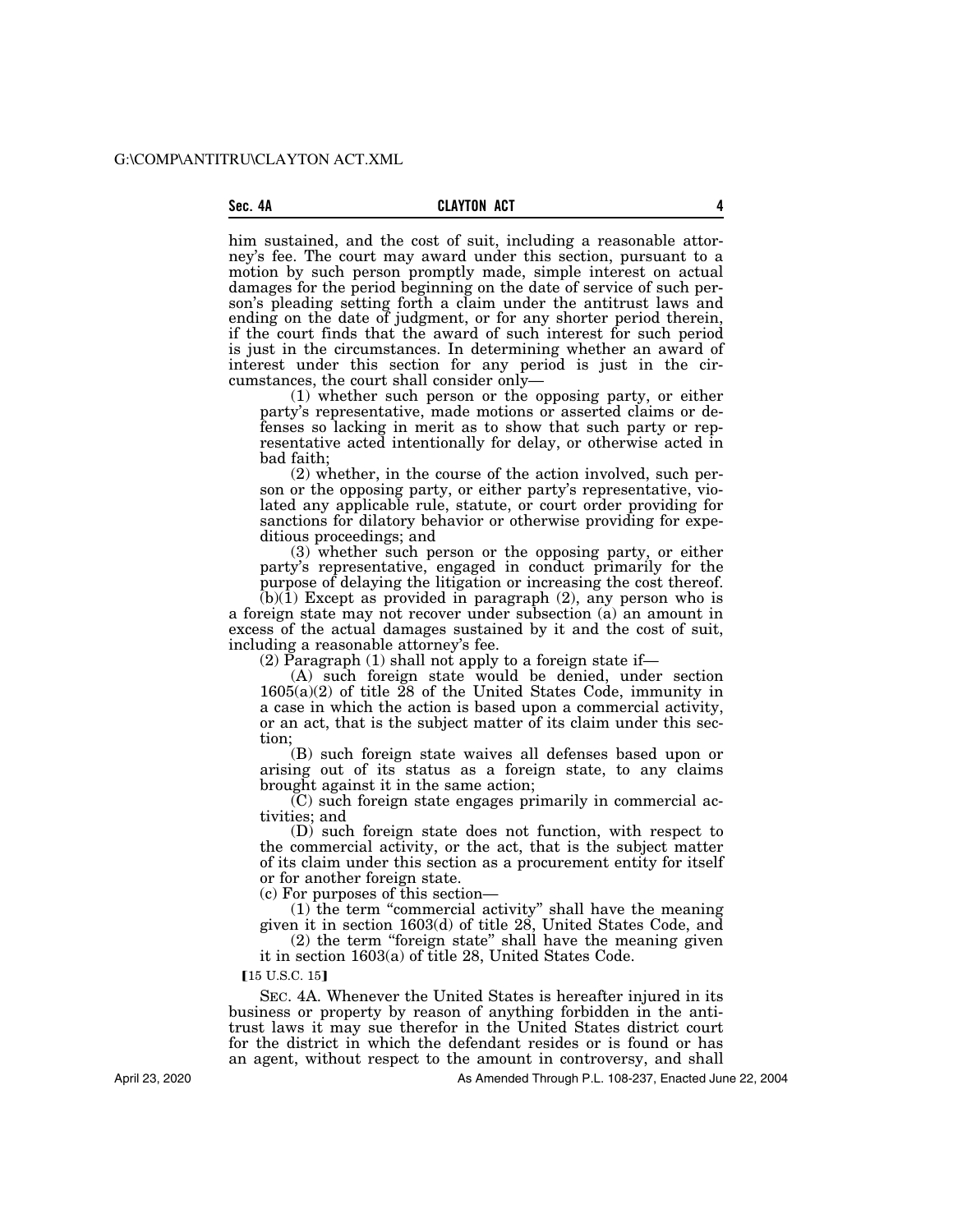him sustained, and the cost of suit, including a reasonable attorney's fee. The court may award under this section, pursuant to a motion by such person promptly made, simple interest on actual damages for the period beginning on the date of service of such person's pleading setting forth a claim under the antitrust laws and ending on the date of judgment, or for any shorter period therein, if the court finds that the award of such interest for such period is just in the circumstances. In determining whether an award of interest under this section for any period is just in the circumstances, the court shall consider only—

(1) whether such person or the opposing party, or either party's representative, made motions or asserted claims or defenses so lacking in merit as to show that such party or representative acted intentionally for delay, or otherwise acted in bad faith;

(2) whether, in the course of the action involved, such person or the opposing party, or either party's representative, violated any applicable rule, statute, or court order providing for sanctions for dilatory behavior or otherwise providing for expeditious proceedings; and

(3) whether such person or the opposing party, or either party's representative, engaged in conduct primarily for the purpose of delaying the litigation or increasing the cost thereof.

(b)(1) Except as provided in paragraph (2), any person who is a foreign state may not recover under subsection (a) an amount in excess of the actual damages sustained by it and the cost of suit, including a reasonable attorney's fee.

(2) Paragraph (1) shall not apply to a foreign state if—

(A) such foreign state would be denied, under section 1605(a)(2) of title 28 of the United States Code, immunity in a case in which the action is based upon a commercial activity, or an act, that is the subject matter of its claim under this section;

(B) such foreign state waives all defenses based upon or arising out of its status as a foreign state, to any claims brought against it in the same action;

(C) such foreign state engages primarily in commercial activities; and

(D) such foreign state does not function, with respect to the commercial activity, or the act, that is the subject matter of its claim under this section as a procurement entity for itself or for another foreign state.

(c) For purposes of this section—

(1) the term "commercial activity" shall have the meaning given it in section 1603(d) of title 28, United States Code, and

(2) the term "foreign state" shall have the meaning given it in section 1603(a) of title 28, United States Code.

【15 U.S.C. 15】

SEC. 4A. Whenever the United States is hereafter injured in its business or property by reason of anything forbidden in the antitrust laws it may sue therefor in the United States district court for the district in which the defendant resides or is found or has an agent, without respect to the amount in controversy, and shall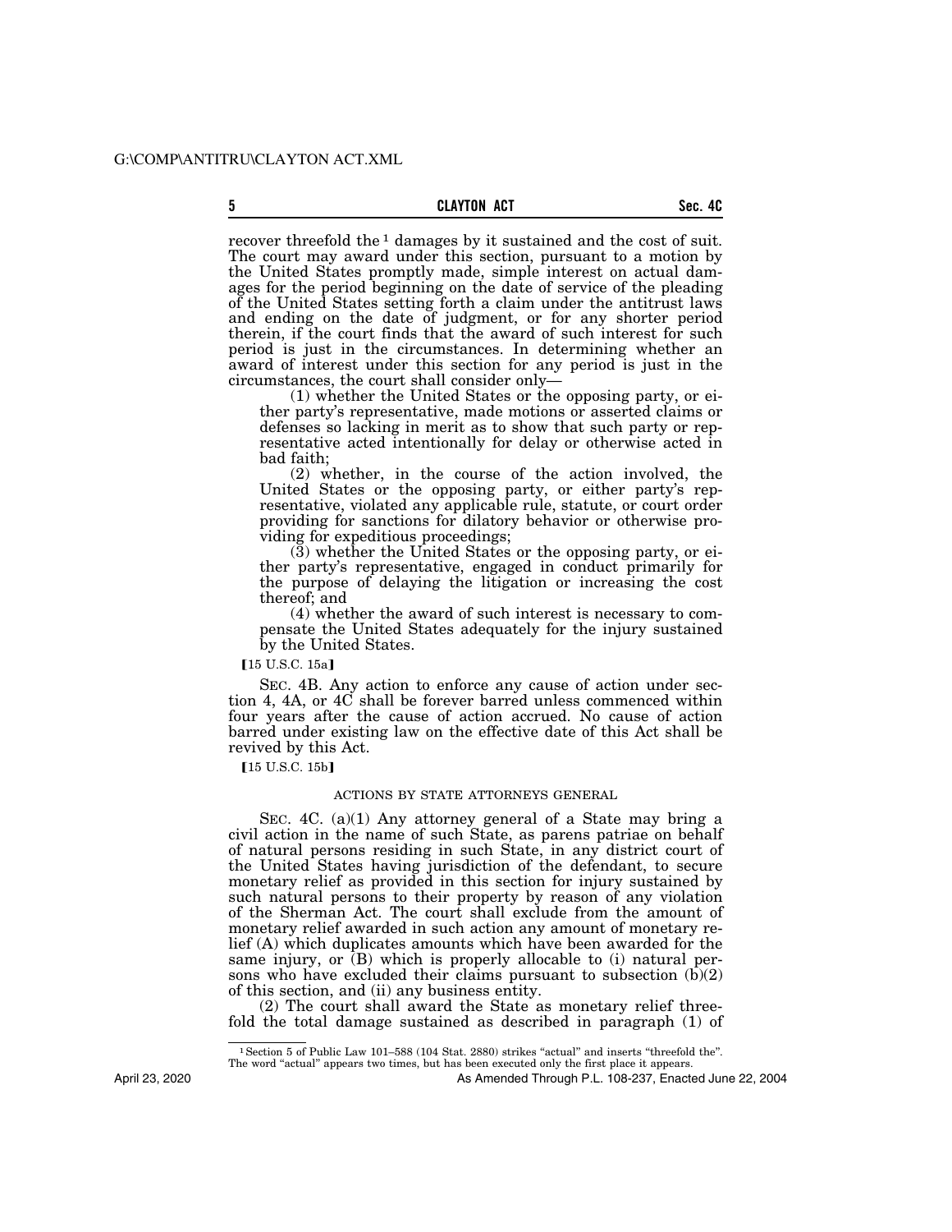recover threefold the[1] damages by it sustained and the cost of suit. The court may award under this section, pursuant to a motion by the United States promptly made, simple interest on actual damages for the period beginning on the date of service of the pleading of the United States setting forth a claim under the antitrust laws and ending on the date of judgment, or for any shorter period therein, if the court finds that the award of such interest for such period is just in the circumstances. In determining whether an award of interest under this section for any period is just in the circumstances, the court shall consider only—

(1) whether the United States or the opposing party, or either party's representative, made motions or asserted claims or defenses so lacking in merit as to show that such party or representative acted intentionally for delay or otherwise acted in bad faith;

(2) whether, in the course of the action involved, the United States or the opposing party, or either party's representative, violated any applicable rule, statute, or court order providing for sanctions for dilatory behavior or otherwise providing for expeditious proceedings;

(3) whether the United States or the opposing party, or either party's representative, engaged in conduct primarily for the purpose of delaying the litigation or increasing the cost thereof; and

(4) whether the award of such interest is necessary to compensate the United States adequately for the injury sustained by the United States.

【15 U.S.C. 15a】

SEC. 4B. Any action to enforce any cause of action under section 4, 4A, or 4C shall be forever barred unless commenced within four years after the cause of action accrued. No cause of action barred under existing law on the effective date of this Act shall be revived by this Act.

【15 U.S.C. 15b】

### ACTIONS BY STATE ATTORNEYS GENERAL

SEC. 4C. (a)(1) Any attorney general of a State may bring a civil action in the name of such State, as parens patriae on behalf of natural persons residing in such State, in any district court of the United States having jurisdiction of the defendant, to secure monetary relief as provided in this section for injury sustained by such natural persons to their property by reason of any violation of the Sherman Act. The court shall exclude from the amount of monetary relief awarded in such action any amount of monetary relief (A) which duplicates amounts which have been awarded for the same injury, or (B) which is properly allocable to (i) natural persons who have excluded their claims pursuant to subsection (b)(2) of this section, and (ii) any business entity.

(2) The court shall award the State as monetary relief threefold the total damage sustained as described in paragraph (1) of

---

[1] Section 5 of Public Law 101–588 (104 Stat. 2880) strikes "actual" and inserts "threefold the". The word "actual" appears two times, but has been executed only the first place it appears.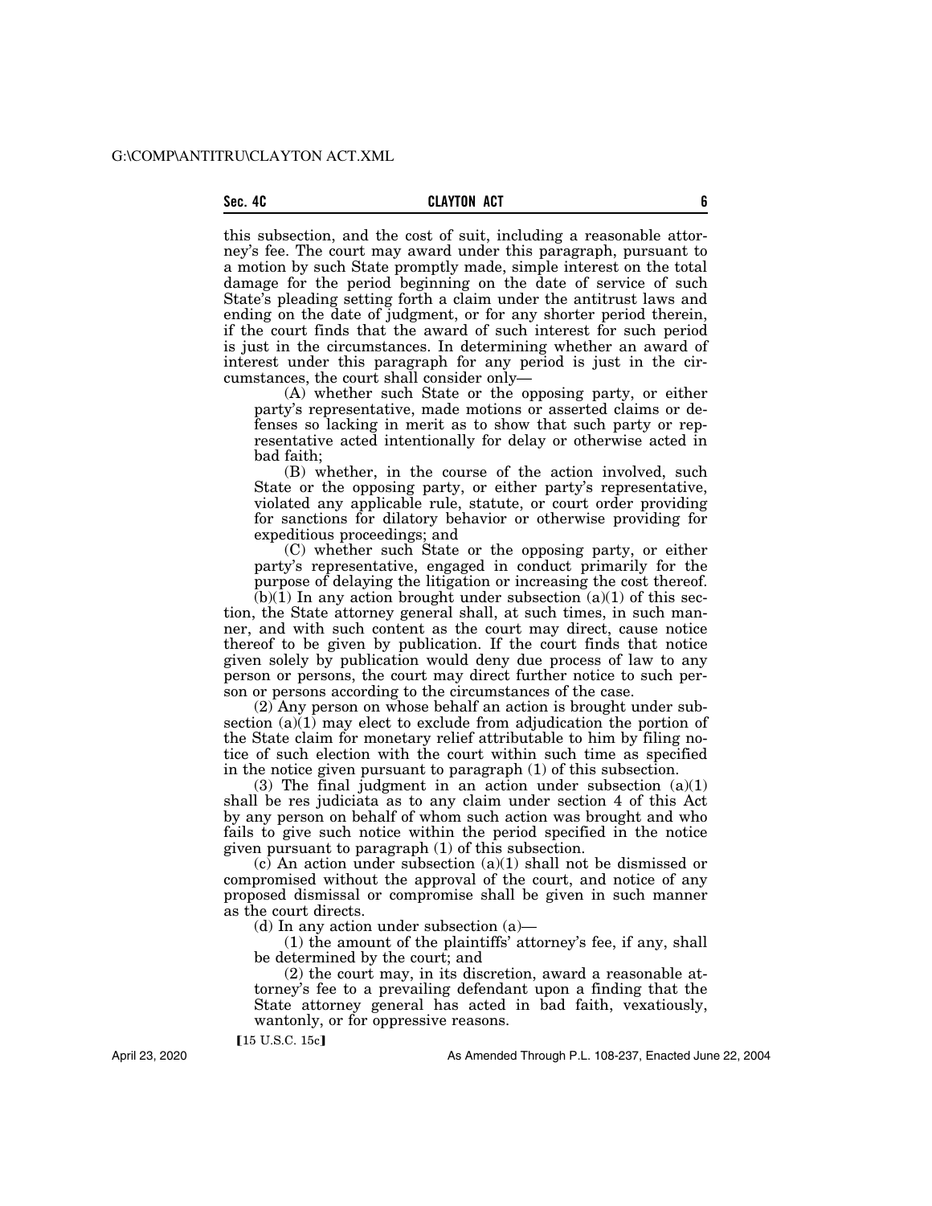this subsection, and the cost of suit, including a reasonable attorney's fee. The court may award under this paragraph, pursuant to a motion by such State promptly made, simple interest on the total damage for the period beginning on the date of service of such State's pleading setting forth a claim under the antitrust laws and ending on the date of judgment, or for any shorter period therein, if the court finds that the award of such interest for such period is just in the circumstances. In determining whether an award of interest under this paragraph for any period is just in the circumstances, the court shall consider only—

(A) whether such State or the opposing party, or either party's representative, made motions or asserted claims or defenses so lacking in merit as to show that such party or representative acted intentionally for delay or otherwise acted in bad faith;

(B) whether, in the course of the action involved, such State or the opposing party, or either party's representative, violated any applicable rule, statute, or court order providing for sanctions for dilatory behavior or otherwise providing for expeditious proceedings; and

(C) whether such State or the opposing party, or either party's representative, engaged in conduct primarily for the purpose of delaying the litigation or increasing the cost thereof.

(b)(1) In any action brought under subsection (a)(1) of this section, the State attorney general shall, at such times, in such manner, and with such content as the court may direct, cause notice thereof to be given by publication. If the court finds that notice given solely by publication would deny due process of law to any person or persons, the court may direct further notice to such person or persons according to the circumstances of the case.

(2) Any person on whose behalf an action is brought under subsection (a)(1) may elect to exclude from adjudication the portion of the State claim for monetary relief attributable to him by filing notice of such election with the court within such time as specified in the notice given pursuant to paragraph (1) of this subsection.

(3) The final judgment in an action under subsection (a)(1) shall be res judiciata as to any claim under section 4 of this Act by any person on behalf of whom such action was brought and who fails to give such notice within the period specified in the notice given pursuant to paragraph (1) of this subsection.

(c) An action under subsection (a)(1) shall not be dismissed or compromised without the approval of the court, and notice of any proposed dismissal or compromise shall be given in such manner as the court directs.

(d) In any action under subsection (a)—

(1) the amount of the plaintiffs' attorney's fee, if any, shall be determined by the court; and

(2) the court may, in its discretion, award a reasonable attorney's fee to a prevailing defendant upon a finding that the State attorney general has acted in bad faith, vexatiously, wantonly, or for oppressive reasons.

[15 U.S.C. 15c]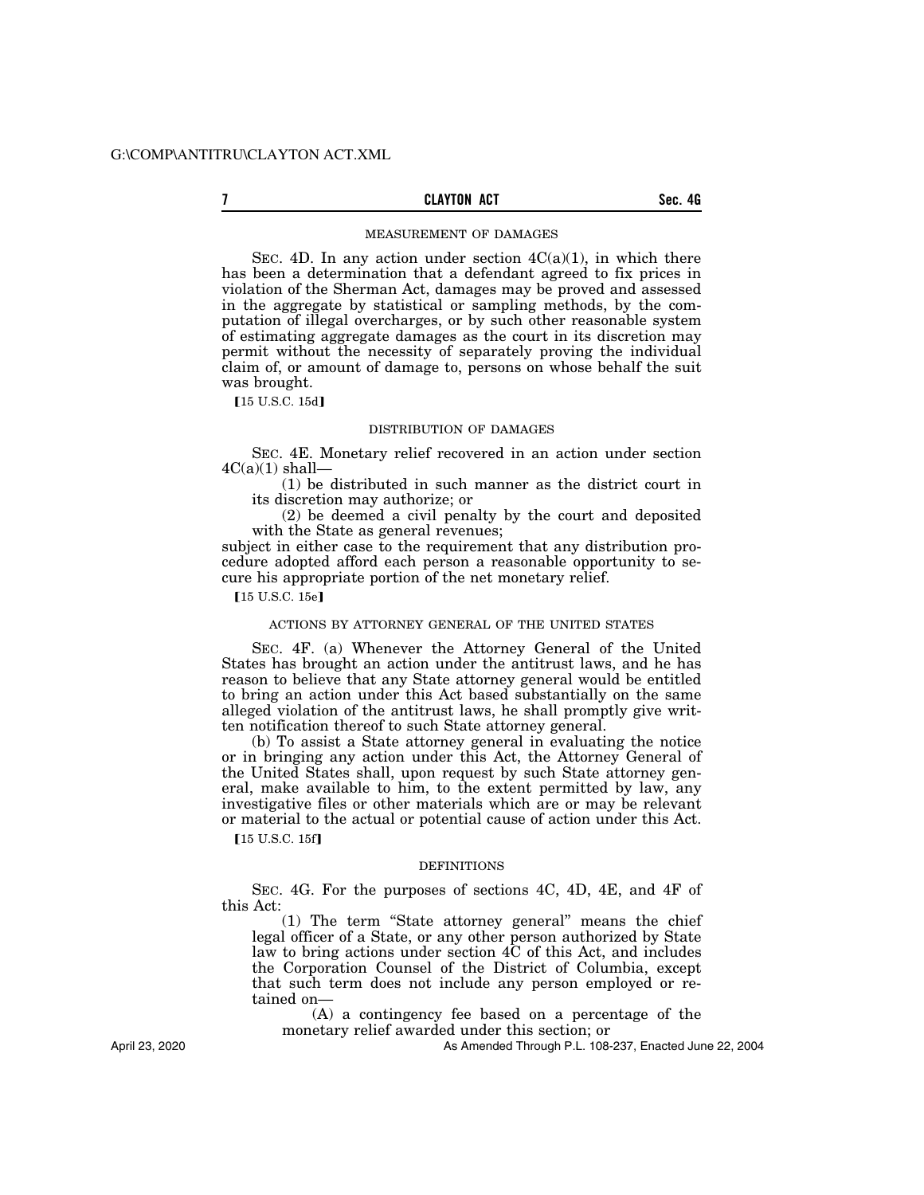MEASUREMENT OF DAMAGES

SEC. 4D. In any action under section 4C(a)(1), in which there has been a determination that a defendant agreed to fix prices in violation of the Sherman Act, damages may be proved and assessed in the aggregate by statistical or sampling methods, by the computation of illegal overcharges, or by such other reasonable system of estimating aggregate damages as the court in its discretion may permit without the necessity of separately proving the individual claim of, or amount of damage to, persons on whose behalf the suit was brought.

⟦15 U.S.C. 15d⟧

DISTRIBUTION OF DAMAGES

SEC. 4E. Monetary relief recovered in an action under section 4C(a)(1) shall—

(1) be distributed in such manner as the district court in its discretion may authorize; or

(2) be deemed a civil penalty by the court and deposited with the State as general revenues;

subject in either case to the requirement that any distribution procedure adopted afford each person a reasonable opportunity to secure his appropriate portion of the net monetary relief.

⟦15 U.S.C. 15e⟧

ACTIONS BY ATTORNEY GENERAL OF THE UNITED STATES

SEC. 4F. (a) Whenever the Attorney General of the United States has brought an action under the antitrust laws, and he has reason to believe that any State attorney general would be entitled to bring an action under this Act based substantially on the same alleged violation of the antitrust laws, he shall promptly give written notification thereof to such State attorney general.

(b) To assist a State attorney general in evaluating the notice or in bringing any action under this Act, the Attorney General of the United States shall, upon request by such State attorney general, make available to him, to the extent permitted by law, any investigative files or other materials which are or may be relevant or material to the actual or potential cause of action under this Act.

⟦15 U.S.C. 15f⟧

DEFINITIONS

SEC. 4G. For the purposes of sections 4C, 4D, 4E, and 4F of this Act:

(1) The term "State attorney general" means the chief legal officer of a State, or any other person authorized by State law to bring actions under section 4C of this Act, and includes the Corporation Counsel of the District of Columbia, except that such term does not include any person employed or retained on—

(A) a contingency fee based on a percentage of the monetary relief awarded under this section; or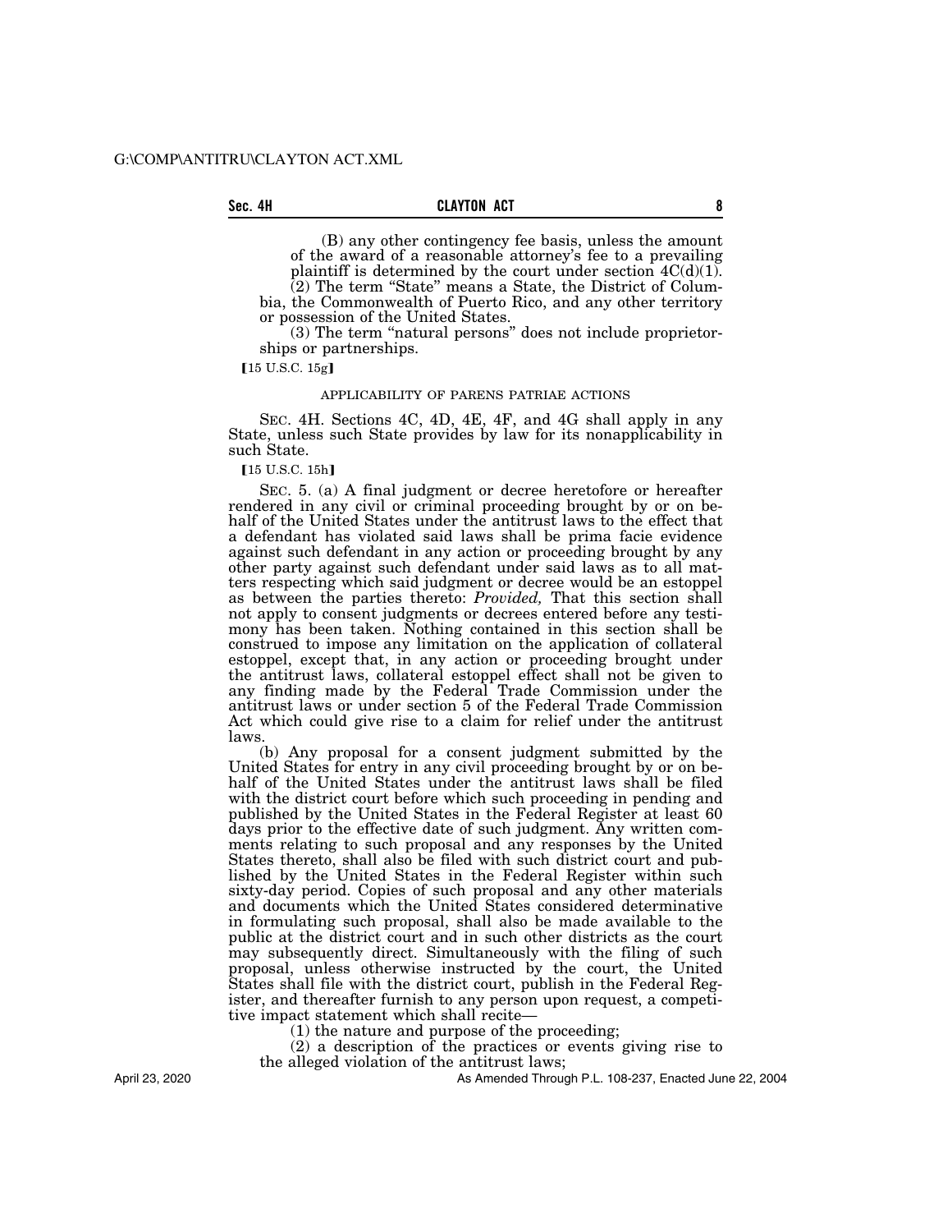(B) any other contingency fee basis, unless the amount of the award of a reasonable attorney's fee to a prevailing plaintiff is determined by the court under section 4C(d)(1).

(2) The term "State" means a State, the District of Columbia, the Commonwealth of Puerto Rico, and any other territory or possession of the United States.

(3) The term "natural persons" does not include proprietorships or partnerships.

【15 U.S.C. 15g】

APPLICABILITY OF PARENS PATRIAE ACTIONS

SEC. 4H. Sections 4C, 4D, 4E, 4F, and 4G shall apply in any State, unless such State provides by law for its nonapplicability in such State.

【15 U.S.C. 15h】

SEC. 5. (a) A final judgment or decree heretofore or hereafter rendered in any civil or criminal proceeding brought by or on behalf of the United States under the antitrust laws to the effect that a defendant has violated said laws shall be prima facie evidence against such defendant in any action or proceeding brought by any other party against such defendant under said laws as to all matters respecting which said judgment or decree would be an estoppel as between the parties thereto: *Provided,* That this section shall not apply to consent judgments or decrees entered before any testimony has been taken. Nothing contained in this section shall be construed to impose any limitation on the application of collateral estoppel, except that, in any action or proceeding brought under the antitrust laws, collateral estoppel effect shall not be given to any finding made by the Federal Trade Commission under the antitrust laws or under section 5 of the Federal Trade Commission Act which could give rise to a claim for relief under the antitrust laws.

(b) Any proposal for a consent judgment submitted by the United States for entry in any civil proceeding brought by or on behalf of the United States under the antitrust laws shall be filed with the district court before which such proceeding in pending and published by the United States in the Federal Register at least 60 days prior to the effective date of such judgment. Any written comments relating to such proposal and any responses by the United States thereto, shall also be filed with such district court and published by the United States in the Federal Register within such sixty-day period. Copies of such proposal and any other materials and documents which the United States considered determinative in formulating such proposal, shall also be made available to the public at the district court and in such other districts as the court may subsequently direct. Simultaneously with the filing of such proposal, unless otherwise instructed by the court, the United States shall file with the district court, publish in the Federal Register, and thereafter furnish to any person upon request, a competitive impact statement which shall recite—

(1) the nature and purpose of the proceeding;

(2) a description of the practices or events giving rise to the alleged violation of the antitrust laws;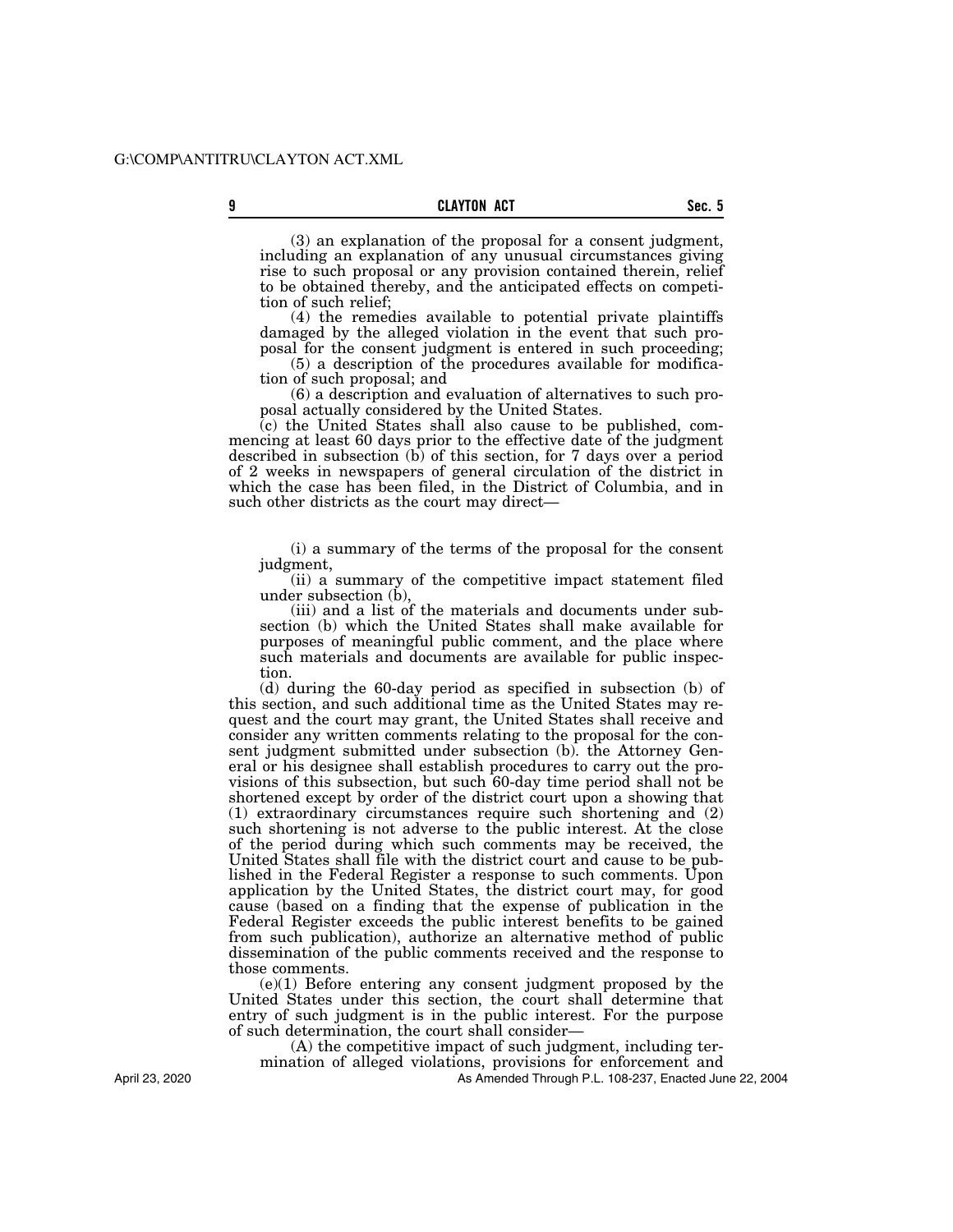(3) an explanation of the proposal for a consent judgment, including an explanation of any unusual circumstances giving rise to such proposal or any provision contained therein, relief to be obtained thereby, and the anticipated effects on competition of such relief;

(4) the remedies available to potential private plaintiffs damaged by the alleged violation in the event that such proposal for the consent judgment is entered in such proceeding;

(5) a description of the procedures available for modification of such proposal; and

(6) a description and evaluation of alternatives to such proposal actually considered by the United States.

(c) the United States shall also cause to be published, commencing at least 60 days prior to the effective date of the judgment described in subsection (b) of this section, for 7 days over a period of 2 weeks in newspapers of general circulation of the district in which the case has been filed, in the District of Columbia, and in such other districts as the court may direct—

(i) a summary of the terms of the proposal for the consent judgment,

(ii) a summary of the competitive impact statement filed under subsection (b),

(iii) and a list of the materials and documents under subsection (b) which the United States shall make available for purposes of meaningful public comment, and the place where such materials and documents are available for public inspection.

(d) during the 60-day period as specified in subsection (b) of this section, and such additional time as the United States may request and the court may grant, the United States shall receive and consider any written comments relating to the proposal for the consent judgment submitted under subsection (b). the Attorney General or his designee shall establish procedures to carry out the provisions of this subsection, but such 60-day time period shall not be shortened except by order of the district court upon a showing that (1) extraordinary circumstances require such shortening and (2) such shortening is not adverse to the public interest. At the close of the period during which such comments may be received, the United States shall file with the district court and cause to be published in the Federal Register a response to such comments. Upon application by the United States, the district court may, for good cause (based on a finding that the expense of publication in the Federal Register exceeds the public interest benefits to be gained from such publication), authorize an alternative method of public dissemination of the public comments received and the response to those comments.

(e)(1) Before entering any consent judgment proposed by the United States under this section, the court shall determine that entry of such judgment is in the public interest. For the purpose of such determination, the court shall consider—

(A) the competitive impact of such judgment, including termination of alleged violations, provisions for enforcement and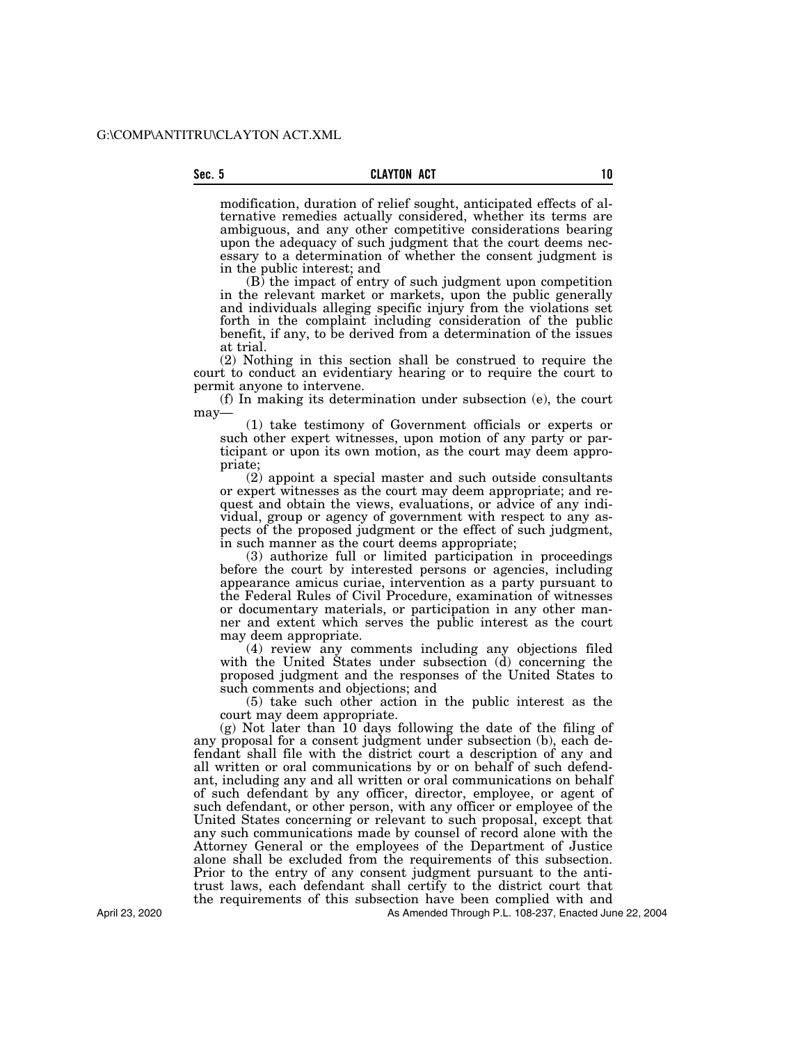modification, duration of relief sought, anticipated effects of alternative remedies actually considered, whether its terms are ambiguous, and any other competitive considerations bearing upon the adequacy of such judgment that the court deems necessary to a determination of whether the consent judgment is in the public interest; and

(B) the impact of entry of such judgment upon competition in the relevant market or markets, upon the public generally and individuals alleging specific injury from the violations set forth in the complaint including consideration of the public benefit, if any, to be derived from a determination of the issues at trial.

(2) Nothing in this section shall be construed to require the court to conduct an evidentiary hearing or to require the court to permit anyone to intervene.

(f) In making its determination under subsection (e), the court may—

(1) take testimony of Government officials or experts or such other expert witnesses, upon motion of any party or participant or upon its own motion, as the court may deem appropriate;

(2) appoint a special master and such outside consultants or expert witnesses as the court may deem appropriate; and request and obtain the views, evaluations, or advice of any individual, group or agency of government with respect to any aspects of the proposed judgment or the effect of such judgment, in such manner as the court deems appropriate;

(3) authorize full or limited participation in proceedings before the court by interested persons or agencies, including appearance amicus curiae, intervention as a party pursuant to the Federal Rules of Civil Procedure, examination of witnesses or documentary materials, or participation in any other manner and extent which serves the public interest as the court may deem appropriate.

(4) review any comments including any objections filed with the United States under subsection (d) concerning the proposed judgment and the responses of the United States to such comments and objections; and

(5) take such other action in the public interest as the court may deem appropriate.

(g) Not later than 10 days following the date of the filing of any proposal for a consent judgment under subsection (b), each defendant shall file with the district court a description of any and all written or oral communications by or on behalf of such defendant, including any and all written or oral communications on behalf of such defendant by any officer, director, employee, or agent of such defendant, or other person, with any officer or employee of the United States concerning or relevant to such proposal, except that any such communications made by counsel of record alone with the Attorney General or the employees of the Department of Justice alone shall be excluded from the requirements of this subsection. Prior to the entry of any consent judgment pursuant to the antitrust laws, each defendant shall certify to the district court that the requirements of this subsection have been complied with and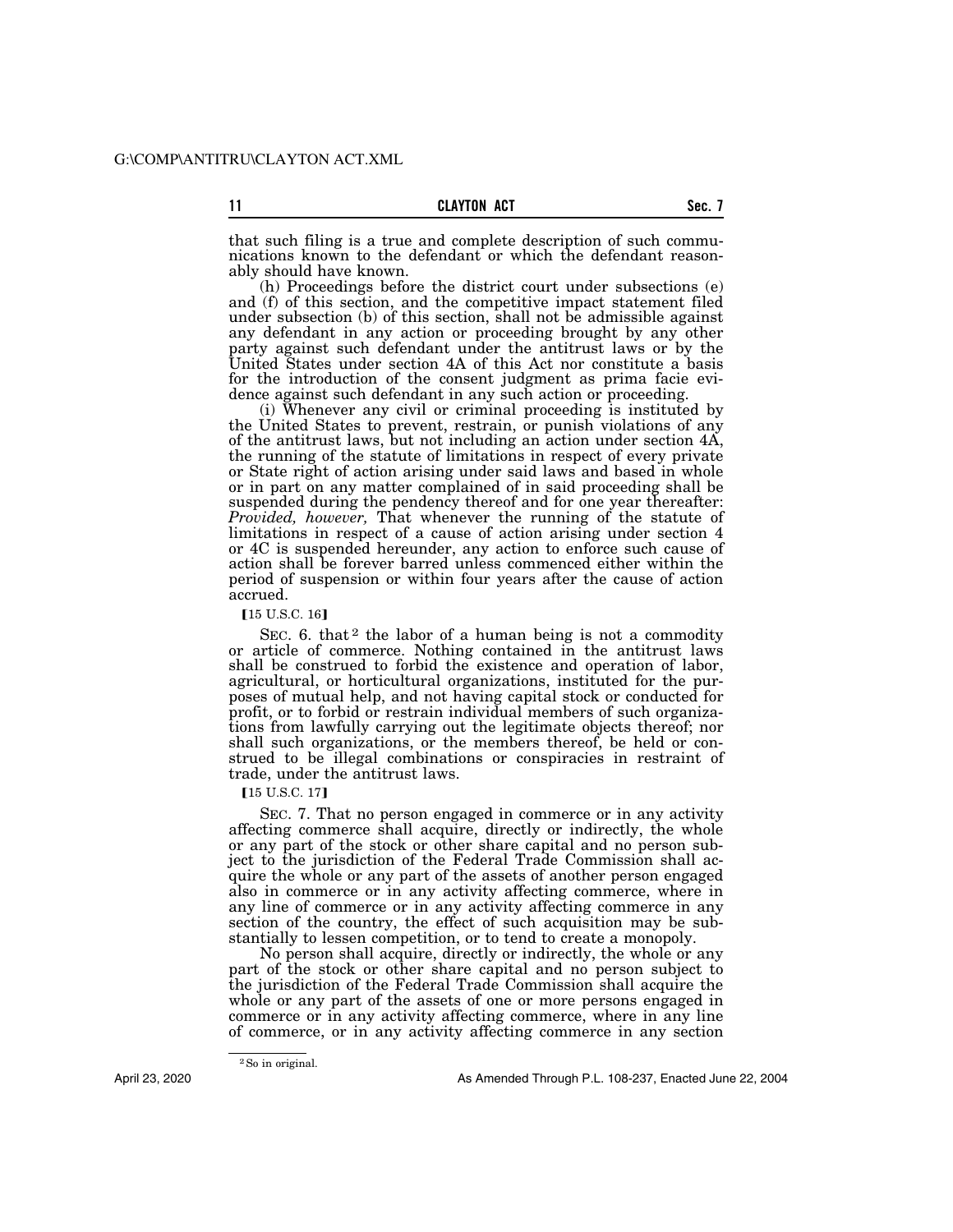that such filing is a true and complete description of such communications known to the defendant or which the defendant reasonably should have known.

(h) Proceedings before the district court under subsections (e) and (f) of this section, and the competitive impact statement filed under subsection (b) of this section, shall not be admissible against any defendant in any action or proceeding brought by any other party against such defendant under the antitrust laws or by the United States under section 4A of this Act nor constitute a basis for the introduction of the consent judgment as prima facie evidence against such defendant in any such action or proceeding.

(i) Whenever any civil or criminal proceeding is instituted by the United States to prevent, restrain, or punish violations of any of the antitrust laws, but not including an action under section 4A, the running of the statute of limitations in respect of every private or State right of action arising under said laws and based in whole or in part on any matter complained of in said proceeding shall be suspended during the pendency thereof and for one year thereafter: *Provided, however,* That whenever the running of the statute of limitations in respect of a cause of action arising under section 4 or 4C is suspended hereunder, any action to enforce such cause of action shall be forever barred unless commenced either within the period of suspension or within four years after the cause of action accrued.

【15 U.S.C. 16】

SEC. 6. that[2] the labor of a human being is not a commodity or article of commerce. Nothing contained in the antitrust laws shall be construed to forbid the existence and operation of labor, agricultural, or horticultural organizations, instituted for the purposes of mutual help, and not having capital stock or conducted for profit, or to forbid or restrain individual members of such organizations from lawfully carrying out the legitimate objects thereof; nor shall such organizations, or the members thereof, be held or construed to be illegal combinations or conspiracies in restraint of trade, under the antitrust laws.

【15 U.S.C. 17】

SEC. 7. That no person engaged in commerce or in any activity affecting commerce shall acquire, directly or indirectly, the whole or any part of the stock or other share capital and no person subject to the jurisdiction of the Federal Trade Commission shall acquire the whole or any part of the assets of another person engaged also in commerce or in any activity affecting commerce, where in any line of commerce or in any activity affecting commerce in any section of the country, the effect of such acquisition may be substantially to lessen competition, or to tend to create a monopoly.

No person shall acquire, directly or indirectly, the whole or any part of the stock or other share capital and no person subject to the jurisdiction of the Federal Trade Commission shall acquire the whole or any part of the assets of one or more persons engaged in commerce or in any activity affecting commerce, where in any line of commerce, or in any activity affecting commerce in any section

[2] So in original.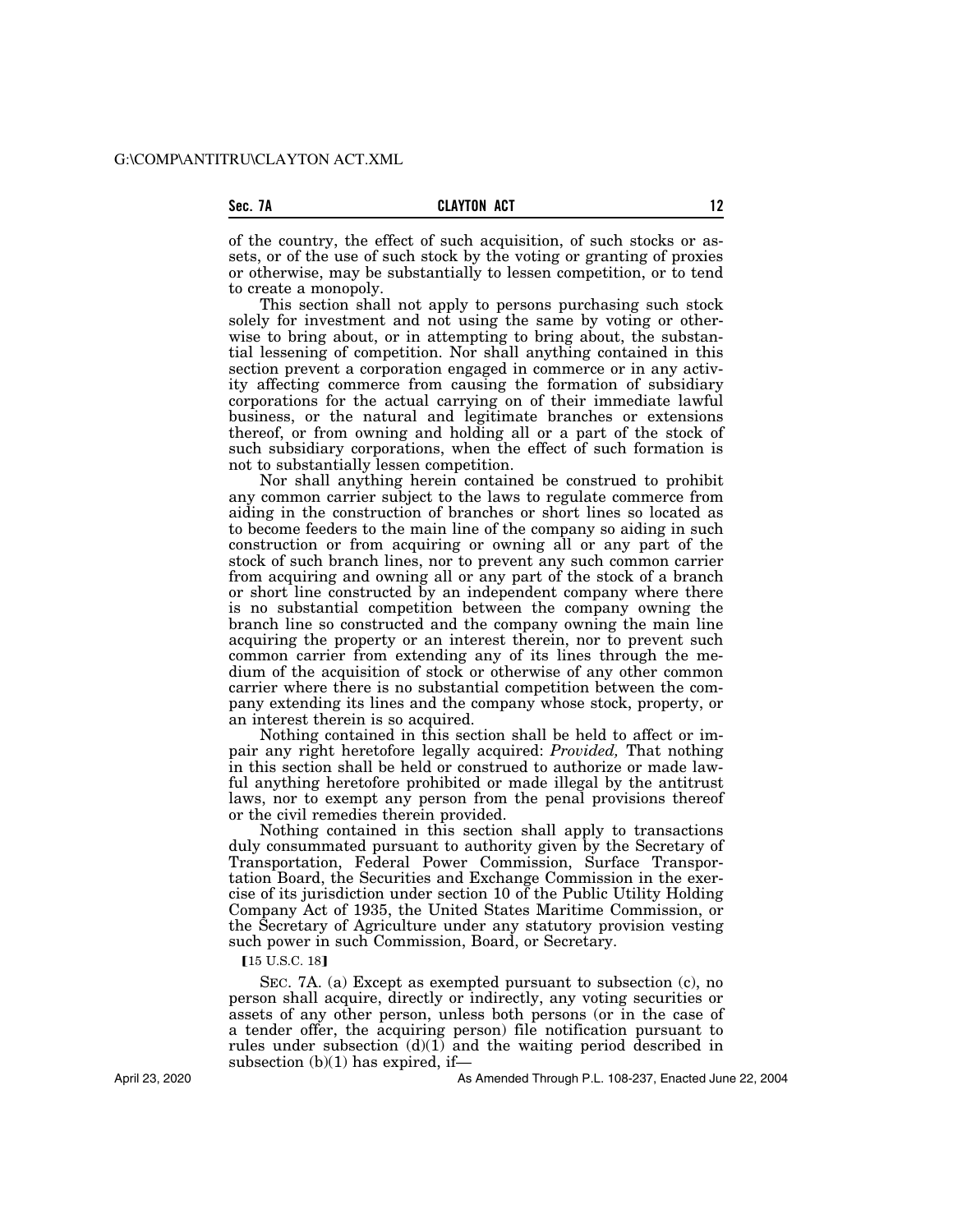of the country, the effect of such acquisition, of such stocks or assets, or of the use of such stock by the voting or granting of proxies or otherwise, may be substantially to lessen competition, or to tend to create a monopoly.

This section shall not apply to persons purchasing such stock solely for investment and not using the same by voting or otherwise to bring about, or in attempting to bring about, the substantial lessening of competition. Nor shall anything contained in this section prevent a corporation engaged in commerce or in any activity affecting commerce from causing the formation of subsidiary corporations for the actual carrying on of their immediate lawful business, or the natural and legitimate branches or extensions thereof, or from owning and holding all or a part of the stock of such subsidiary corporations, when the effect of such formation is not to substantially lessen competition.

Nor shall anything herein contained be construed to prohibit any common carrier subject to the laws to regulate commerce from aiding in the construction of branches or short lines so located as to become feeders to the main line of the company so aiding in such construction or from acquiring or owning all or any part of the stock of such branch lines, nor to prevent any such common carrier from acquiring and owning all or any part of the stock of a branch or short line constructed by an independent company where there is no substantial competition between the company owning the branch line so constructed and the company owning the main line acquiring the property or an interest therein, nor to prevent such common carrier from extending any of its lines through the medium of the acquisition of stock or otherwise of any other common carrier where there is no substantial competition between the company extending its lines and the company whose stock, property, or an interest therein is so acquired.

Nothing contained in this section shall be held to affect or impair any right heretofore legally acquired: *Provided,* That nothing in this section shall be held or construed to authorize or made lawful anything heretofore prohibited or made illegal by the antitrust laws, nor to exempt any person from the penal provisions thereof or the civil remedies therein provided.

Nothing contained in this section shall apply to transactions duly consummated pursuant to authority given by the Secretary of Transportation, Federal Power Commission, Surface Transportation Board, the Securities and Exchange Commission in the exercise of its jurisdiction under section 10 of the Public Utility Holding Company Act of 1935, the United States Maritime Commission, or the Secretary of Agriculture under any statutory provision vesting such power in such Commission, Board, or Secretary.

【15 U.S.C. 18】

SEC. 7A. (a) Except as exempted pursuant to subsection (c), no person shall acquire, directly or indirectly, any voting securities or assets of any other person, unless both persons (or in the case of a tender offer, the acquiring person) file notification pursuant to rules under subsection (d)(1) and the waiting period described in subsection (b)(1) has expired, if—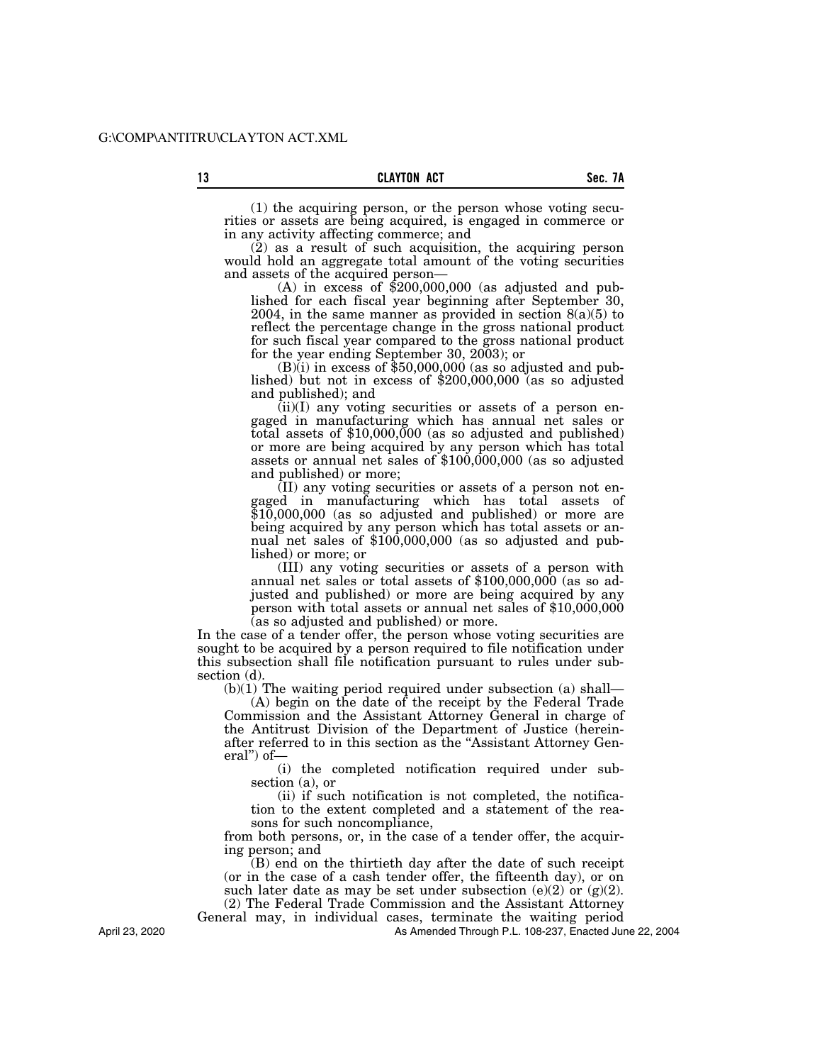(1) the acquiring person, or the person whose voting securities or assets are being acquired, is engaged in commerce or in any activity affecting commerce; and

(2) as a result of such acquisition, the acquiring person would hold an aggregate total amount of the voting securities and assets of the acquired person—

(A) in excess of $200,000,000 (as adjusted and published for each fiscal year beginning after September 30, 2004, in the same manner as provided in section 8(a)(5) to reflect the percentage change in the gross national product for such fiscal year compared to the gross national product for the year ending September 30, 2003); or

(B)(i) in excess of $50,000,000 (as so adjusted and published) but not in excess of $200,000,000 (as so adjusted and published); and

(ii)(I) any voting securities or assets of a person engaged in manufacturing which has annual net sales or total assets of $10,000,000 (as so adjusted and published) or more are being acquired by any person which has total assets or annual net sales of $100,000,000 (as so adjusted and published) or more;

(II) any voting securities or assets of a person not engaged in manufacturing which has total assets of $10,000,000 (as so adjusted and published) or more are being acquired by any person which has total assets or annual net sales of $100,000,000 (as so adjusted and published) or more; or

(III) any voting securities or assets of a person with annual net sales or total assets of $100,000,000 (as so adjusted and published) or more are being acquired by any person with total assets or annual net sales of $10,000,000 (as so adjusted and published) or more.

In the case of a tender offer, the person whose voting securities are sought to be acquired by a person required to file notification under this subsection shall file notification pursuant to rules under subsection (d).

(b)(1) The waiting period required under subsection (a) shall—

(A) begin on the date of the receipt by the Federal Trade Commission and the Assistant Attorney General in charge of the Antitrust Division of the Department of Justice (hereinafter referred to in this section as the "Assistant Attorney General") of—

(i) the completed notification required under subsection (a), or

(ii) if such notification is not completed, the notification to the extent completed and a statement of the reasons for such noncompliance,

from both persons, or, in the case of a tender offer, the acquiring person; and

(B) end on the thirtieth day after the date of such receipt (or in the case of a cash tender offer, the fifteenth day), or on such later date as may be set under subsection (e)(2) or (g)(2).

(2) The Federal Trade Commission and the Assistant Attorney General may, in individual cases, terminate the waiting period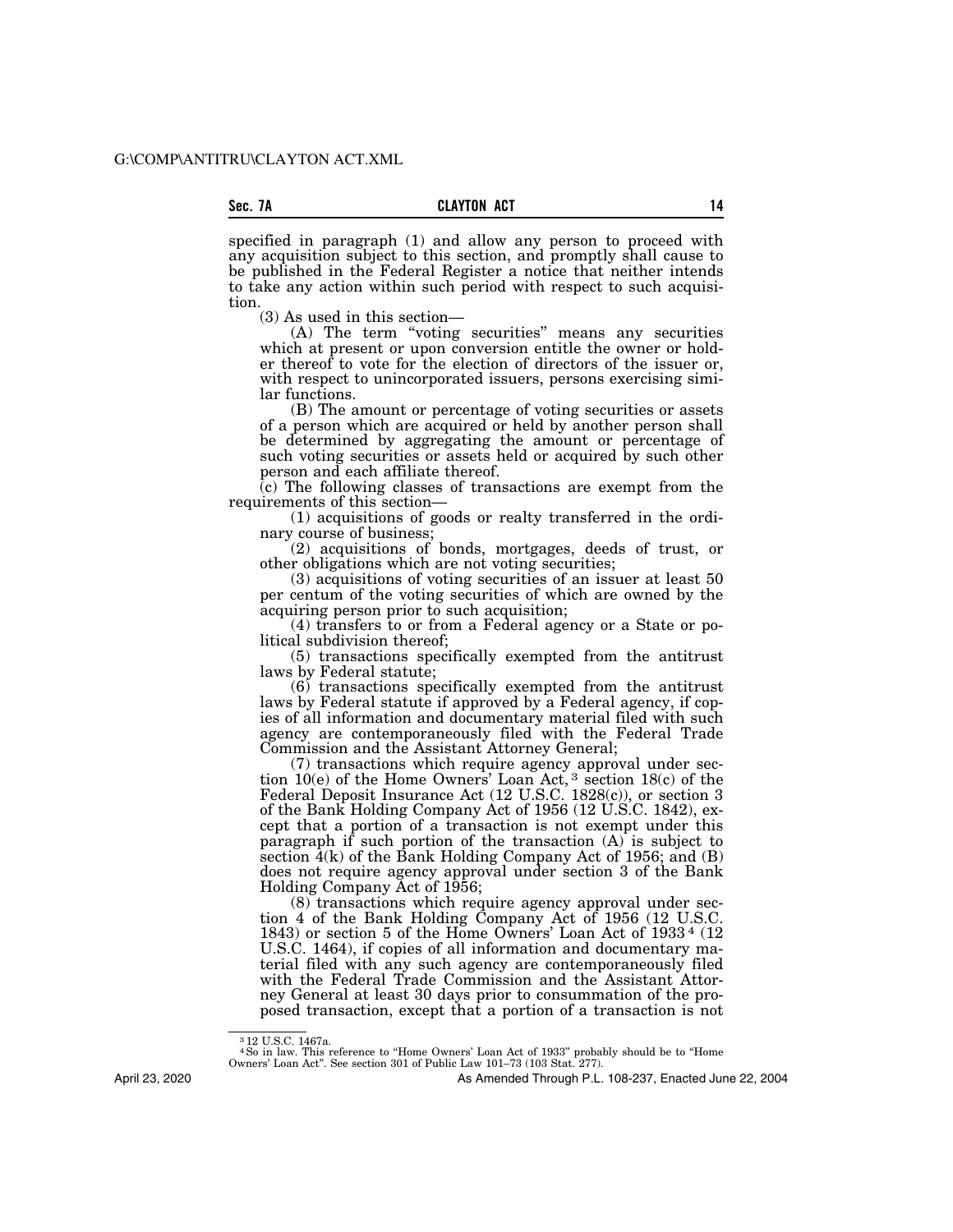specified in paragraph (1) and allow any person to proceed with any acquisition subject to this section, and promptly shall cause to be published in the Federal Register a notice that neither intends to take any action within such period with respect to such acquisition.

(3) As used in this section—

(A) The term "voting securities" means any securities which at present or upon conversion entitle the owner or holder thereof to vote for the election of directors of the issuer or, with respect to unincorporated issuers, persons exercising similar functions.

(B) The amount or percentage of voting securities or assets of a person which are acquired or held by another person shall be determined by aggregating the amount or percentage of such voting securities or assets held or acquired by such other person and each affiliate thereof.

(c) The following classes of transactions are exempt from the requirements of this section—

(1) acquisitions of goods or realty transferred in the ordinary course of business;

(2) acquisitions of bonds, mortgages, deeds of trust, or other obligations which are not voting securities;

(3) acquisitions of voting securities of an issuer at least 50 per centum of the voting securities of which are owned by the acquiring person prior to such acquisition;

(4) transfers to or from a Federal agency or a State or political subdivision thereof;

(5) transactions specifically exempted from the antitrust laws by Federal statute;

(6) transactions specifically exempted from the antitrust laws by Federal statute if approved by a Federal agency, if copies of all information and documentary material filed with such agency are contemporaneously filed with the Federal Trade Commission and the Assistant Attorney General;

(7) transactions which require agency approval under section 10(e) of the Home Owners' Loan Act,[3] section 18(c) of the Federal Deposit Insurance Act (12 U.S.C. 1828(c)), or section 3 of the Bank Holding Company Act of 1956 (12 U.S.C. 1842), except that a portion of a transaction is not exempt under this paragraph if such portion of the transaction (A) is subject to section 4(k) of the Bank Holding Company Act of 1956; and (B) does not require agency approval under section 3 of the Bank Holding Company Act of 1956;

(8) transactions which require agency approval under section 4 of the Bank Holding Company Act of 1956 (12 U.S.C. 1843) or section 5 of the Home Owners' Loan Act of 1933[4] (12 U.S.C. 1464), if copies of all information and documentary material filed with any such agency are contemporaneously filed with the Federal Trade Commission and the Assistant Attorney General at least 30 days prior to consummation of the proposed transaction, except that a portion of a transaction is not

---

[3] 12 U.S.C. 1467a.

[4] So in law. This reference to "Home Owners' Loan Act of 1933" probably should be to "Home Owners' Loan Act". See section 301 of Public Law 101–73 (103 Stat. 277).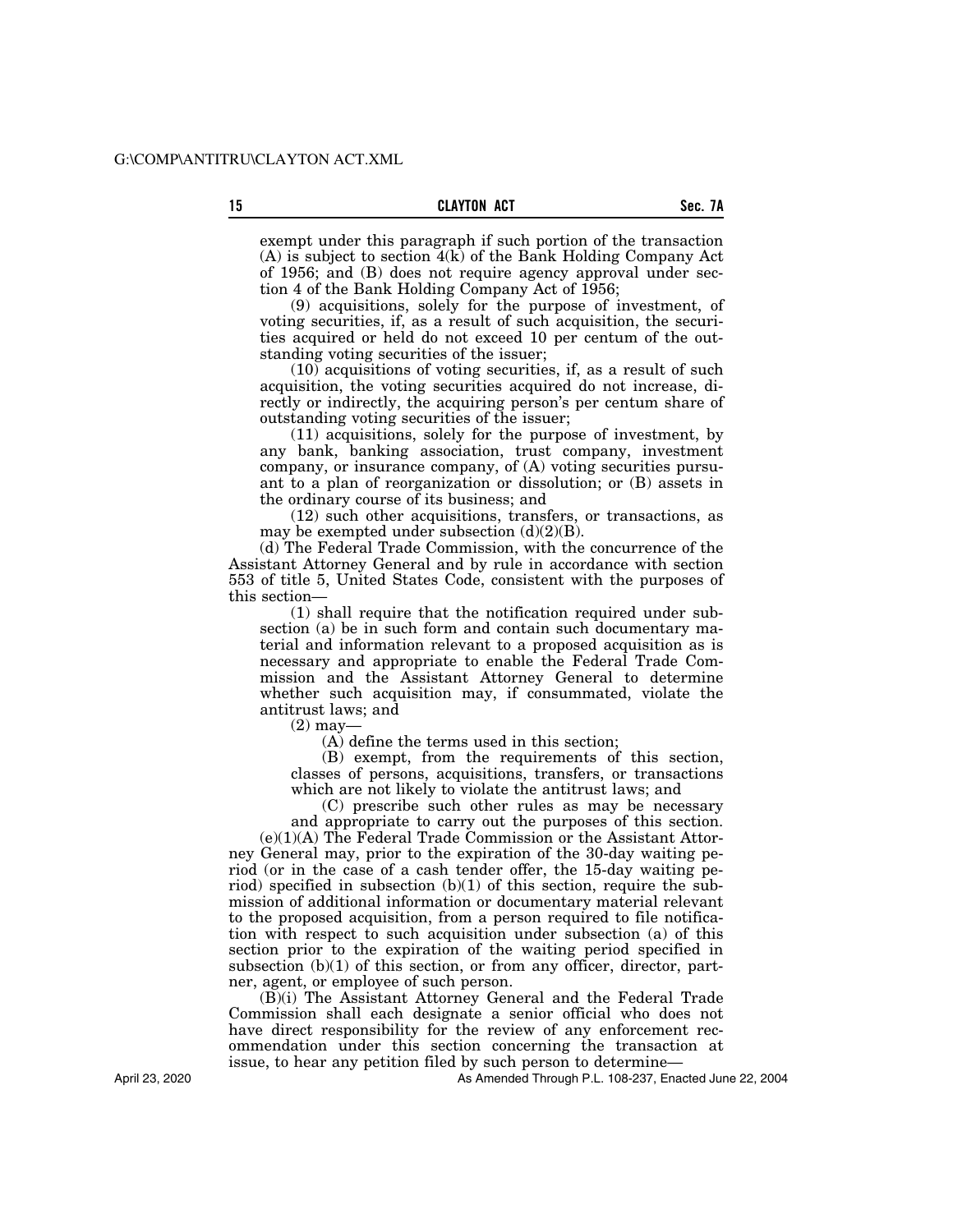exempt under this paragraph if such portion of the transaction (A) is subject to section 4(k) of the Bank Holding Company Act of 1956; and (B) does not require agency approval under section 4 of the Bank Holding Company Act of 1956;

(9) acquisitions, solely for the purpose of investment, of voting securities, if, as a result of such acquisition, the securities acquired or held do not exceed 10 per centum of the outstanding voting securities of the issuer;

(10) acquisitions of voting securities, if, as a result of such acquisition, the voting securities acquired do not increase, directly or indirectly, the acquiring person's per centum share of outstanding voting securities of the issuer;

(11) acquisitions, solely for the purpose of investment, by any bank, banking association, trust company, investment company, or insurance company, of (A) voting securities pursuant to a plan of reorganization or dissolution; or (B) assets in the ordinary course of its business; and

(12) such other acquisitions, transfers, or transactions, as may be exempted under subsection (d)(2)(B).

(d) The Federal Trade Commission, with the concurrence of the Assistant Attorney General and by rule in accordance with section 553 of title 5, United States Code, consistent with the purposes of this section—

(1) shall require that the notification required under subsection (a) be in such form and contain such documentary material and information relevant to a proposed acquisition as is necessary and appropriate to enable the Federal Trade Commission and the Assistant Attorney General to determine whether such acquisition may, if consummated, violate the antitrust laws; and

(2) may—

(A) define the terms used in this section;

(B) exempt, from the requirements of this section, classes of persons, acquisitions, transfers, or transactions which are not likely to violate the antitrust laws; and

(C) prescribe such other rules as may be necessary and appropriate to carry out the purposes of this section.

(e)(1)(A) The Federal Trade Commission or the Assistant Attorney General may, prior to the expiration of the 30-day waiting period (or in the case of a cash tender offer, the 15-day waiting period) specified in subsection (b)(1) of this section, require the submission of additional information or documentary material relevant to the proposed acquisition, from a person required to file notification with respect to such acquisition under subsection (a) of this section prior to the expiration of the waiting period specified in subsection (b)(1) of this section, or from any officer, director, partner, agent, or employee of such person.

(B)(i) The Assistant Attorney General and the Federal Trade Commission shall each designate a senior official who does not have direct responsibility for the review of any enforcement recommendation under this section concerning the transaction at issue, to hear any petition filed by such person to determine—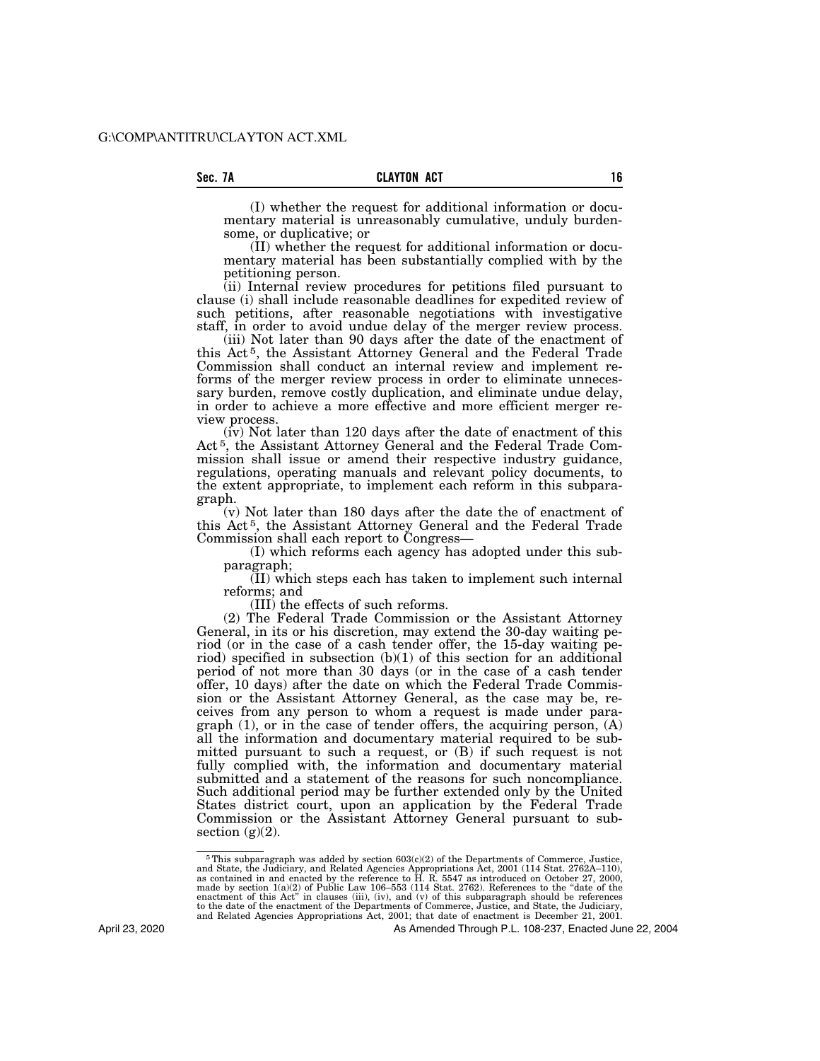(I) whether the request for additional information or documentary material is unreasonably cumulative, unduly burdensome, or duplicative; or

(II) whether the request for additional information or documentary material has been substantially complied with by the petitioning person.

(ii) Internal review procedures for petitions filed pursuant to clause (i) shall include reasonable deadlines for expedited review of such petitions, after reasonable negotiations with investigative staff, in order to avoid undue delay of the merger review process.

(iii) Not later than 90 days after the date of the enactment of this Act[5], the Assistant Attorney General and the Federal Trade Commission shall conduct an internal review and implement reforms of the merger review process in order to eliminate unnecessary burden, remove costly duplication, and eliminate undue delay, in order to achieve a more effective and more efficient merger review process.

(iv) Not later than 120 days after the date of enactment of this Act[5], the Assistant Attorney General and the Federal Trade Commission shall issue or amend their respective industry guidance, regulations, operating manuals and relevant policy documents, to the extent appropriate, to implement each reform in this subparagraph.

(v) Not later than 180 days after the date the of enactment of this Act[5], the Assistant Attorney General and the Federal Trade Commission shall each report to Congress—

(I) which reforms each agency has adopted under this subparagraph;

(II) which steps each has taken to implement such internal reforms; and

(III) the effects of such reforms.

(2) The Federal Trade Commission or the Assistant Attorney General, in its or his discretion, may extend the 30-day waiting period (or in the case of a cash tender offer, the 15-day waiting period) specified in subsection (b)(1) of this section for an additional period of not more than 30 days (or in the case of a cash tender offer, 10 days) after the date on which the Federal Trade Commission or the Assistant Attorney General, as the case may be, receives from any person to whom a request is made under paragraph (1), or in the case of tender offers, the acquiring person, (A) all the information and documentary material required to be submitted pursuant to such a request, or (B) if such request is not fully complied with, the information and documentary material submitted and a statement of the reasons for such noncompliance. Such additional period may be further extended only by the United States district court, upon an application by the Federal Trade Commission or the Assistant Attorney General pursuant to subsection (g)(2).

---

[5] This subparagraph was added by section 603(c)(2) of the Departments of Commerce, Justice, and State, the Judiciary, and Related Agencies Appropriations Act, 2001 (114 Stat. 2762A–110), as contained in and enacted by the reference to H. R. 5547 as introduced on October 27, 2000, made by section 1(a)(2) of Public Law 106–553 (114 Stat. 2762). References to the "date of the enactment of this Act" in clauses (iii), (iv), and (v) of this subparagraph should be references to the date of the enactment of the Departments of Commerce, Justice, and State, the Judiciary, and Related Agencies Appropriations Act, 2001; that date of enactment is December 21, 2001.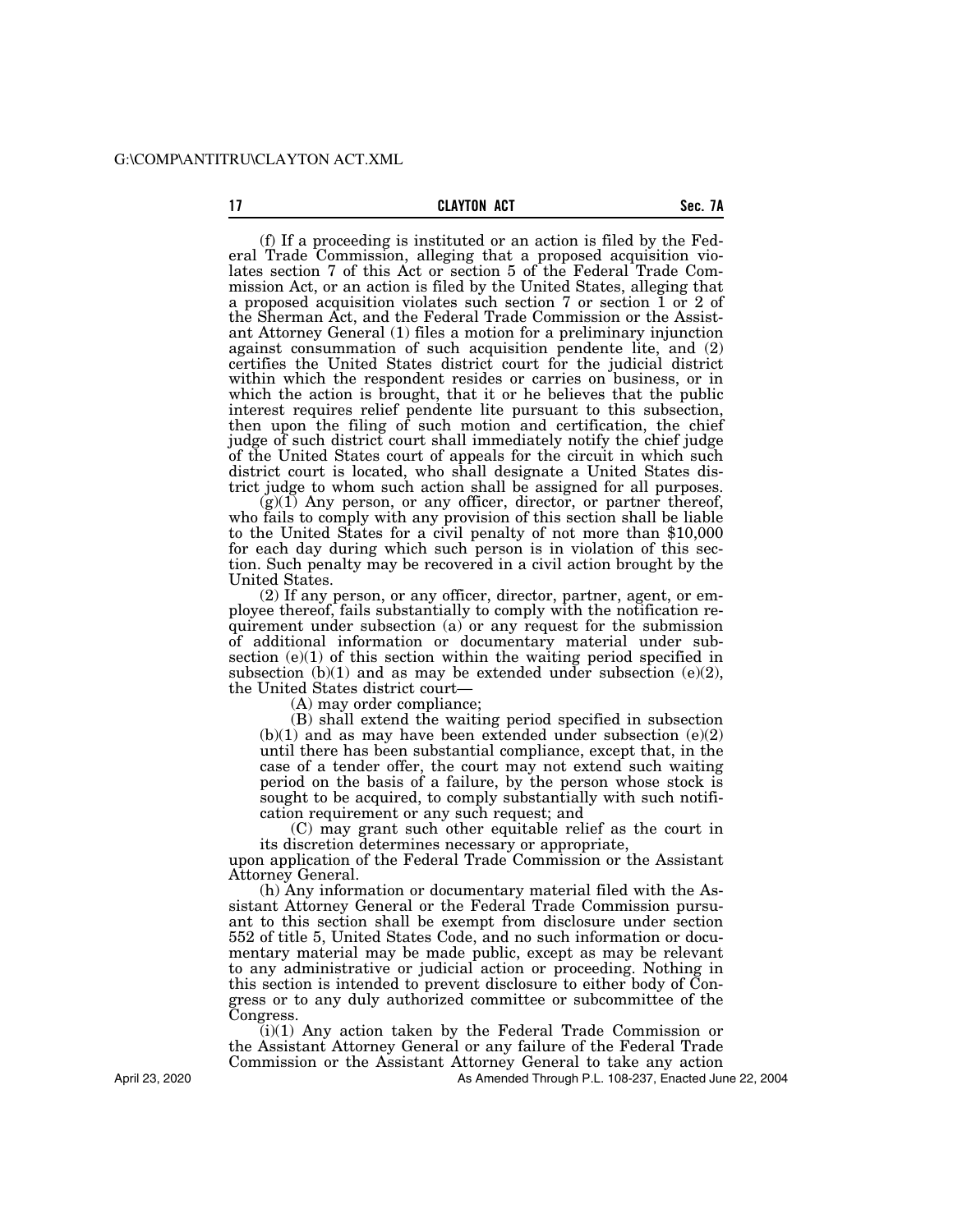(f) If a proceeding is instituted or an action is filed by the Federal Trade Commission, alleging that a proposed acquisition violates section 7 of this Act or section 5 of the Federal Trade Commission Act, or an action is filed by the United States, alleging that a proposed acquisition violates such section 7 or section 1 or 2 of the Sherman Act, and the Federal Trade Commission or the Assistant Attorney General (1) files a motion for a preliminary injunction against consummation of such acquisition pendente lite, and (2) certifies the United States district court for the judicial district within which the respondent resides or carries on business, or in which the action is brought, that it or he believes that the public interest requires relief pendente lite pursuant to this subsection, then upon the filing of such motion and certification, the chief judge of such district court shall immediately notify the chief judge of the United States court of appeals for the circuit in which such district court is located, who shall designate a United States district judge to whom such action shall be assigned for all purposes.

(g)(1) Any person, or any officer, director, or partner thereof, who fails to comply with any provision of this section shall be liable to the United States for a civil penalty of not more than $10,000 for each day during which such person is in violation of this section. Such penalty may be recovered in a civil action brought by the United States.

(2) If any person, or any officer, director, partner, agent, or employee thereof, fails substantially to comply with the notification requirement under subsection (a) or any request for the submission of additional information or documentary material under subsection (e)(1) of this section within the waiting period specified in subsection (b)(1) and as may be extended under subsection (e)(2), the United States district court—

(A) may order compliance;

(B) shall extend the waiting period specified in subsection (b)(1) and as may have been extended under subsection (e)(2) until there has been substantial compliance, except that, in the case of a tender offer, the court may not extend such waiting period on the basis of a failure, by the person whose stock is sought to be acquired, to comply substantially with such notification requirement or any such request; and

(C) may grant such other equitable relief as the court in its discretion determines necessary or appropriate,

upon application of the Federal Trade Commission or the Assistant Attorney General.

(h) Any information or documentary material filed with the Assistant Attorney General or the Federal Trade Commission pursuant to this section shall be exempt from disclosure under section 552 of title 5, United States Code, and no such information or documentary material may be made public, except as may be relevant to any administrative or judicial action or proceeding. Nothing in this section is intended to prevent disclosure to either body of Congress or to any duly authorized committee or subcommittee of the Congress.

(i)(1) Any action taken by the Federal Trade Commission or the Assistant Attorney General or any failure of the Federal Trade Commission or the Assistant Attorney General to take any action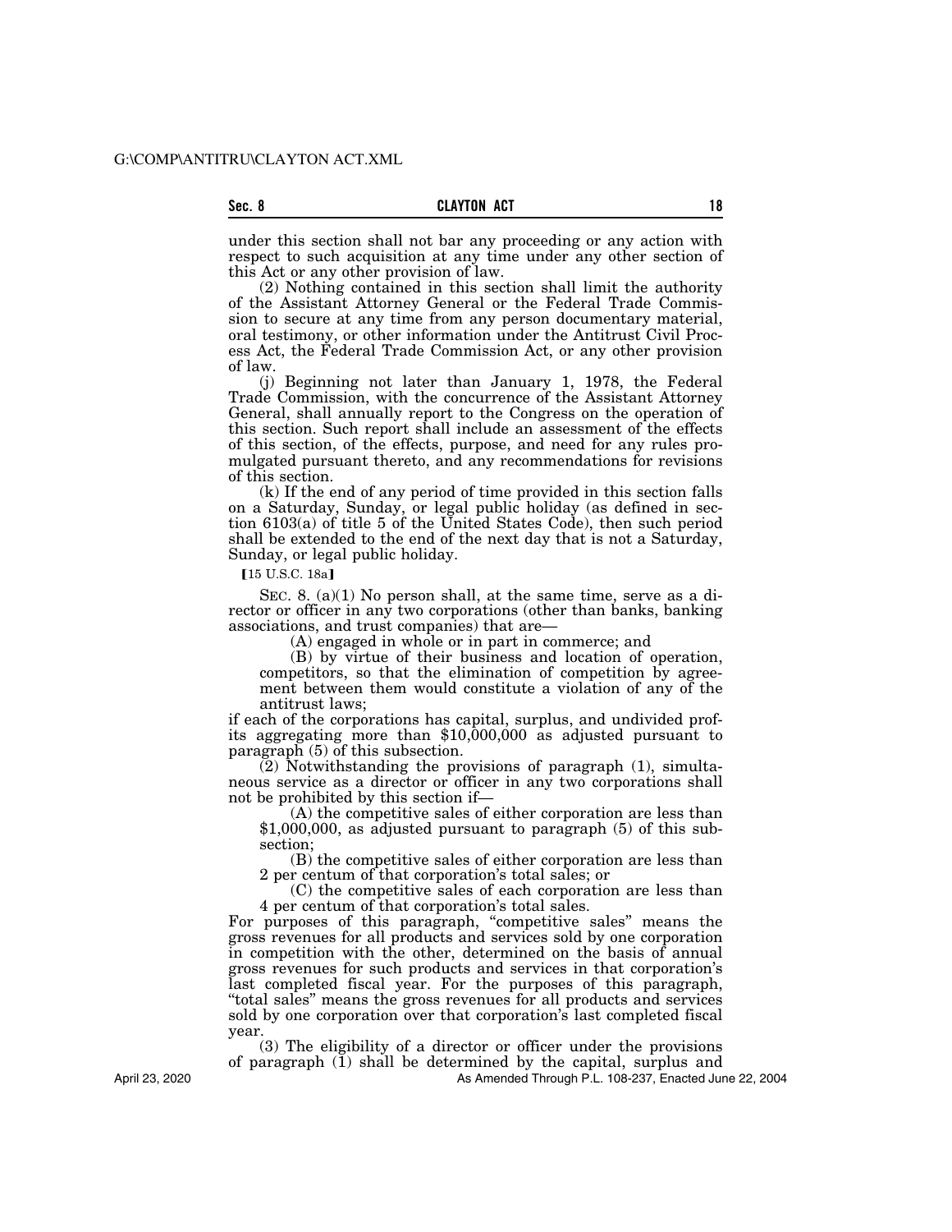under this section shall not bar any proceeding or any action with respect to such acquisition at any time under any other section of this Act or any other provision of law.

(2) Nothing contained in this section shall limit the authority of the Assistant Attorney General or the Federal Trade Commission to secure at any time from any person documentary material, oral testimony, or other information under the Antitrust Civil Process Act, the Federal Trade Commission Act, or any other provision of law.

(j) Beginning not later than January 1, 1978, the Federal Trade Commission, with the concurrence of the Assistant Attorney General, shall annually report to the Congress on the operation of this section. Such report shall include an assessment of the effects of this section, of the effects, purpose, and need for any rules promulgated pursuant thereto, and any recommendations for revisions of this section.

(k) If the end of any period of time provided in this section falls on a Saturday, Sunday, or legal public holiday (as defined in section 6103(a) of title 5 of the United States Code), then such period shall be extended to the end of the next day that is not a Saturday, Sunday, or legal public holiday.

【15 U.S.C. 18a】

SEC. 8. (a)(1) No person shall, at the same time, serve as a director or officer in any two corporations (other than banks, banking associations, and trust companies) that are—

(A) engaged in whole or in part in commerce; and

(B) by virtue of their business and location of operation, competitors, so that the elimination of competition by agreement between them would constitute a violation of any of the antitrust laws;

if each of the corporations has capital, surplus, and undivided profits aggregating more than $10,000,000 as adjusted pursuant to paragraph (5) of this subsection.

(2) Notwithstanding the provisions of paragraph (1), simultaneous service as a director or officer in any two corporations shall not be prohibited by this section if—

(A) the competitive sales of either corporation are less than $1,000,000, as adjusted pursuant to paragraph (5) of this subsection;

(B) the competitive sales of either corporation are less than 2 per centum of that corporation's total sales; or

(C) the competitive sales of each corporation are less than 4 per centum of that corporation's total sales.

For purposes of this paragraph, "competitive sales" means the gross revenues for all products and services sold by one corporation in competition with the other, determined on the basis of annual gross revenues for such products and services in that corporation's last completed fiscal year. For the purposes of this paragraph, "total sales" means the gross revenues for all products and services sold by one corporation over that corporation's last completed fiscal year.

(3) The eligibility of a director or officer under the provisions of paragraph (1) shall be determined by the capital, surplus and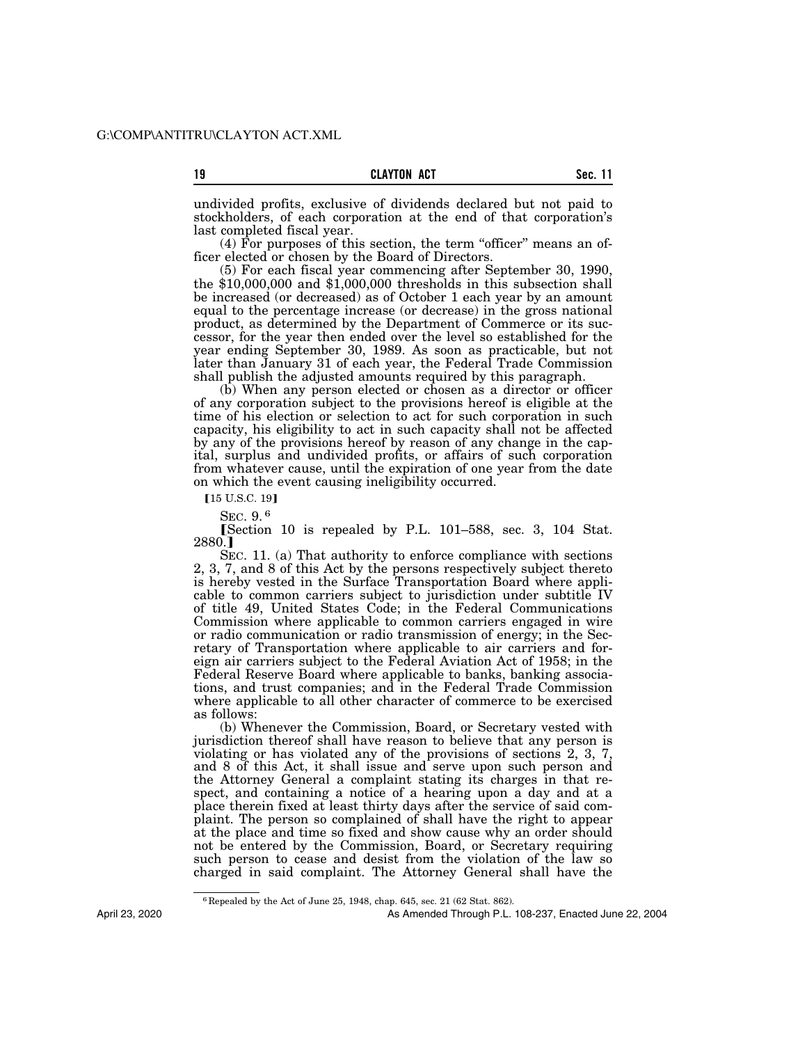undivided profits, exclusive of dividends declared but not paid to stockholders, of each corporation at the end of that corporation's last completed fiscal year.

(4) For purposes of this section, the term "officer" means an officer elected or chosen by the Board of Directors.

(5) For each fiscal year commencing after September 30, 1990, the $10,000,000 and $1,000,000 thresholds in this subsection shall be increased (or decreased) as of October 1 each year by an amount equal to the percentage increase (or decrease) in the gross national product, as determined by the Department of Commerce or its successor, for the year then ended over the level so established for the year ending September 30, 1989. As soon as practicable, but not later than January 31 of each year, the Federal Trade Commission shall publish the adjusted amounts required by this paragraph.

(b) When any person elected or chosen as a director or officer of any corporation subject to the provisions hereof is eligible at the time of his election or selection to act for such corporation in such capacity, his eligibility to act in such capacity shall not be affected by any of the provisions hereof by reason of any change in the capital, surplus and undivided profits, or affairs of such corporation from whatever cause, until the expiration of one year from the date on which the event causing ineligibility occurred.

【15 U.S.C. 19】

SEC. 9.[6]

【Section 10 is repealed by P.L. 101–588, sec. 3, 104 Stat. 2880.】

SEC. 11. (a) That authority to enforce compliance with sections 2, 3, 7, and 8 of this Act by the persons respectively subject thereto is hereby vested in the Surface Transportation Board where applicable to common carriers subject to jurisdiction under subtitle IV of title 49, United States Code; in the Federal Communications Commission where applicable to common carriers engaged in wire or radio communication or radio transmission of energy; in the Secretary of Transportation where applicable to air carriers and foreign air carriers subject to the Federal Aviation Act of 1958; in the Federal Reserve Board where applicable to banks, banking associations, and trust companies; and in the Federal Trade Commission where applicable to all other character of commerce to be exercised as follows:

(b) Whenever the Commission, Board, or Secretary vested with jurisdiction thereof shall have reason to believe that any person is violating or has violated any of the provisions of sections 2, 3, 7, and 8 of this Act, it shall issue and serve upon such person and the Attorney General a complaint stating its charges in that respect, and containing a notice of a hearing upon a day and at a place therein fixed at least thirty days after the service of said complaint. The person so complained of shall have the right to appear at the place and time so fixed and show cause why an order should not be entered by the Commission, Board, or Secretary requiring such person to cease and desist from the violation of the law so charged in said complaint. The Attorney General shall have the

[6] Repealed by the Act of June 25, 1948, chap. 645, sec. 21 (62 Stat. 862).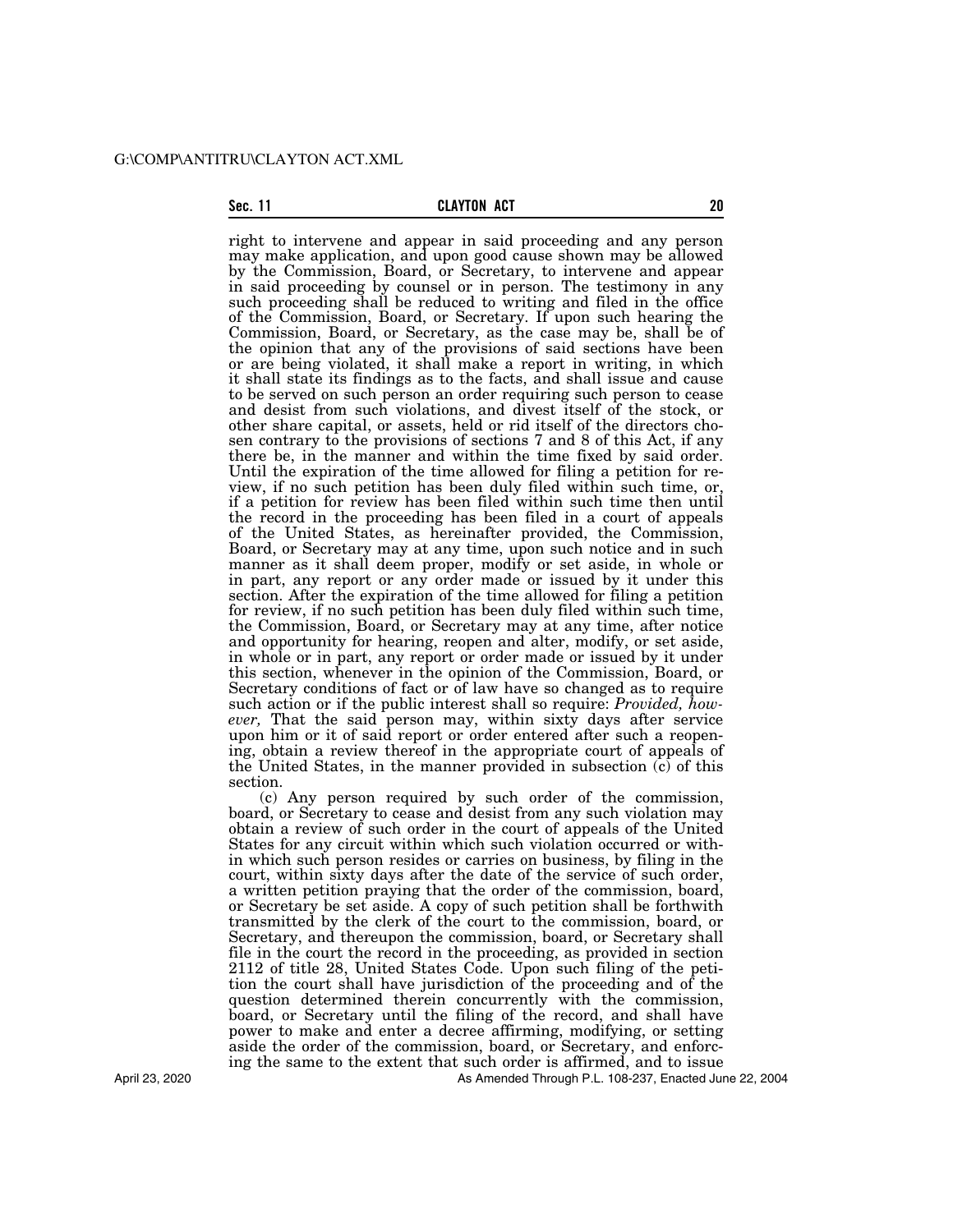right to intervene and appear in said proceeding and any person may make application, and upon good cause shown may be allowed by the Commission, Board, or Secretary, to intervene and appear in said proceeding by counsel or in person. The testimony in any such proceeding shall be reduced to writing and filed in the office of the Commission, Board, or Secretary. If upon such hearing the Commission, Board, or Secretary, as the case may be, shall be of the opinion that any of the provisions of said sections have been or are being violated, it shall make a report in writing, in which it shall state its findings as to the facts, and shall issue and cause to be served on such person an order requiring such person to cease and desist from such violations, and divest itself of the stock, or other share capital, or assets, held or rid itself of the directors chosen contrary to the provisions of sections 7 and 8 of this Act, if any there be, in the manner and within the time fixed by said order. Until the expiration of the time allowed for filing a petition for review, if no such petition has been duly filed within such time, or, if a petition for review has been filed within such time then until the record in the proceeding has been filed in a court of appeals of the United States, as hereinafter provided, the Commission, Board, or Secretary may at any time, upon such notice and in such manner as it shall deem proper, modify or set aside, in whole or in part, any report or any order made or issued by it under this section. After the expiration of the time allowed for filing a petition for review, if no such petition has been duly filed within such time, the Commission, Board, or Secretary may at any time, after notice and opportunity for hearing, reopen and alter, modify, or set aside, in whole or in part, any report or order made or issued by it under this section, whenever in the opinion of the Commission, Board, or Secretary conditions of fact or of law have so changed as to require such action or if the public interest shall so require: *Provided, however,* That the said person may, within sixty days after service upon him or it of said report or order entered after such a reopening, obtain a review thereof in the appropriate court of appeals of the United States, in the manner provided in subsection (c) of this section.

(c) Any person required by such order of the commission, board, or Secretary to cease and desist from any such violation may obtain a review of such order in the court of appeals of the United States for any circuit within which such violation occurred or within which such person resides or carries on business, by filing in the court, within sixty days after the date of the service of such order, a written petition praying that the order of the commission, board, or Secretary be set aside. A copy of such petition shall be forthwith transmitted by the clerk of the court to the commission, board, or Secretary, and thereupon the commission, board, or Secretary shall file in the court the record in the proceeding, as provided in section 2112 of title 28, United States Code. Upon such filing of the petition the court shall have jurisdiction of the proceeding and of the question determined therein concurrently with the commission, board, or Secretary until the filing of the record, and shall have power to make and enter a decree affirming, modifying, or setting aside the order of the commission, board, or Secretary, and enforcing the same to the extent that such order is affirmed, and to issue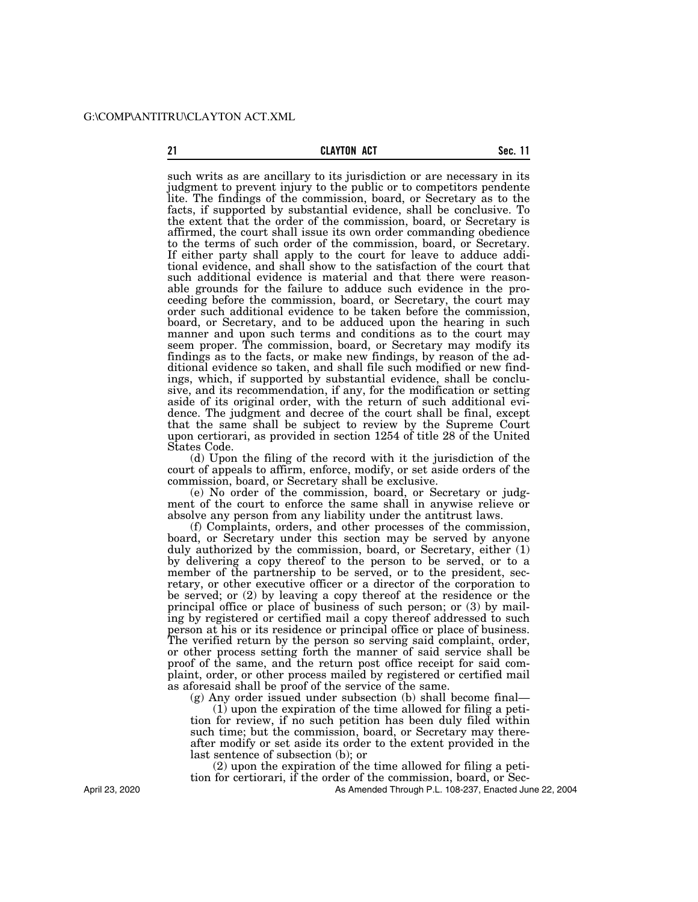such writs as are ancillary to its jurisdiction or are necessary in its judgment to prevent injury to the public or to competitors pendente lite. The findings of the commission, board, or Secretary as to the facts, if supported by substantial evidence, shall be conclusive. To the extent that the order of the commission, board, or Secretary is affirmed, the court shall issue its own order commanding obedience to the terms of such order of the commission, board, or Secretary. If either party shall apply to the court for leave to adduce additional evidence, and shall show to the satisfaction of the court that such additional evidence is material and that there were reasonable grounds for the failure to adduce such evidence in the proceeding before the commission, board, or Secretary, the court may order such additional evidence to be taken before the commission, board, or Secretary, and to be adduced upon the hearing in such manner and upon such terms and conditions as to the court may seem proper. The commission, board, or Secretary may modify its findings as to the facts, or make new findings, by reason of the additional evidence so taken, and shall file such modified or new findings, which, if supported by substantial evidence, shall be conclusive, and its recommendation, if any, for the modification or setting aside of its original order, with the return of such additional evidence. The judgment and decree of the court shall be final, except that the same shall be subject to review by the Supreme Court upon certiorari, as provided in section 1254 of title 28 of the United States Code.

(d) Upon the filing of the record with it the jurisdiction of the court of appeals to affirm, enforce, modify, or set aside orders of the commission, board, or Secretary shall be exclusive.

(e) No order of the commission, board, or Secretary or judgment of the court to enforce the same shall in anywise relieve or absolve any person from any liability under the antitrust laws.

(f) Complaints, orders, and other processes of the commission, board, or Secretary under this section may be served by anyone duly authorized by the commission, board, or Secretary, either (1) by delivering a copy thereof to the person to be served, or to a member of the partnership to be served, or to the president, secretary, or other executive officer or a director of the corporation to be served; or (2) by leaving a copy thereof at the residence or the principal office or place of business of such person; or (3) by mailing by registered or certified mail a copy thereof addressed to such person at his or its residence or principal office or place of business. The verified return by the person so serving said complaint, order, or other process setting forth the manner of said service shall be proof of the same, and the return post office receipt for said complaint, order, or other process mailed by registered or certified mail as aforesaid shall be proof of the service of the same.

(g) Any order issued under subsection (b) shall become final—

(1) upon the expiration of the time allowed for filing a petition for review, if no such petition has been duly filed within such time; but the commission, board, or Secretary may thereafter modify or set aside its order to the extent provided in the last sentence of subsection (b); or

(2) upon the expiration of the time allowed for filing a petition for certiorari, if the order of the commission, board, or Sec-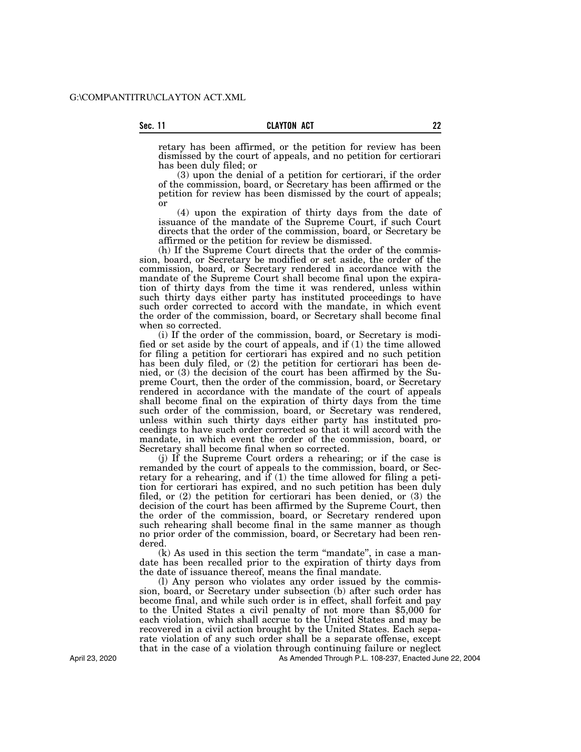retary has been affirmed, or the petition for review has been dismissed by the court of appeals, and no petition for certiorari has been duly filed; or

(3) upon the denial of a petition for certiorari, if the order of the commission, board, or Secretary has been affirmed or the petition for review has been dismissed by the court of appeals; or

(4) upon the expiration of thirty days from the date of issuance of the mandate of the Supreme Court, if such Court directs that the order of the commission, board, or Secretary be affirmed or the petition for review be dismissed.

(h) If the Supreme Court directs that the order of the commission, board, or Secretary be modified or set aside, the order of the commission, board, or Secretary rendered in accordance with the mandate of the Supreme Court shall become final upon the expiration of thirty days from the time it was rendered, unless within such thirty days either party has instituted proceedings to have such order corrected to accord with the mandate, in which event the order of the commission, board, or Secretary shall become final when so corrected.

(i) If the order of the commission, board, or Secretary is modified or set aside by the court of appeals, and if (1) the time allowed for filing a petition for certiorari has expired and no such petition has been duly filed, or (2) the petition for certiorari has been denied, or (3) the decision of the court has been affirmed by the Supreme Court, then the order of the commission, board, or Secretary rendered in accordance with the mandate of the court of appeals shall become final on the expiration of thirty days from the time such order of the commission, board, or Secretary was rendered, unless within such thirty days either party has instituted proceedings to have such order corrected so that it will accord with the mandate, in which event the order of the commission, board, or Secretary shall become final when so corrected.

(j) If the Supreme Court orders a rehearing; or if the case is remanded by the court of appeals to the commission, board, or Secretary for a rehearing, and if (1) the time allowed for filing a petition for certiorari has expired, and no such petition has been duly filed, or (2) the petition for certiorari has been denied, or (3) the decision of the court has been affirmed by the Supreme Court, then the order of the commission, board, or Secretary rendered upon such rehearing shall become final in the same manner as though no prior order of the commission, board, or Secretary had been rendered.

(k) As used in this section the term "mandate", in case a mandate has been recalled prior to the expiration of thirty days from the date of issuance thereof, means the final mandate.

(l) Any person who violates any order issued by the commission, board, or Secretary under subsection (b) after such order has become final, and while such order is in effect, shall forfeit and pay to the United States a civil penalty of not more than $5,000 for each violation, which shall accrue to the United States and may be recovered in a civil action brought by the United States. Each separate violation of any such order shall be a separate offense, except that in the case of a violation through continuing failure or neglect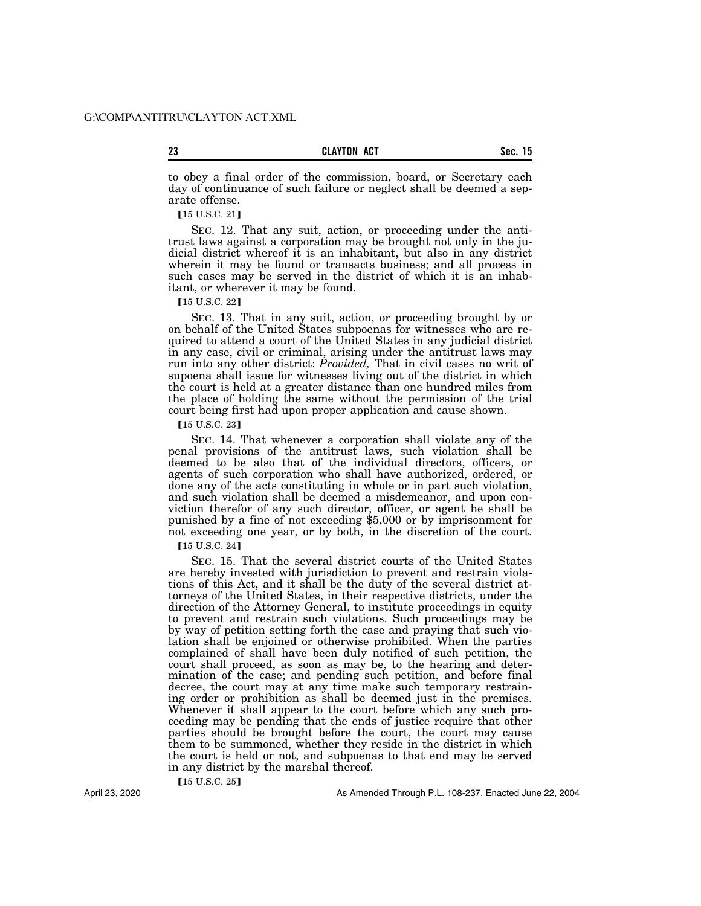to obey a final order of the commission, board, or Secretary each day of continuance of such failure or neglect shall be deemed a separate offense.

【15 U.S.C. 21】

SEC. 12. That any suit, action, or proceeding under the antitrust laws against a corporation may be brought not only in the judicial district whereof it is an inhabitant, but also in any district wherein it may be found or transacts business; and all process in such cases may be served in the district of which it is an inhabitant, or wherever it may be found.

【15 U.S.C. 22】

SEC. 13. That in any suit, action, or proceeding brought by or on behalf of the United States subpoenas for witnesses who are required to attend a court of the United States in any judicial district in any case, civil or criminal, arising under the antitrust laws may run into any other district: *Provided,* That in civil cases no writ of supoena shall issue for witnesses living out of the district in which the court is held at a greater distance than one hundred miles from the place of holding the same without the permission of the trial court being first had upon proper application and cause shown.

【15 U.S.C. 23】

SEC. 14. That whenever a corporation shall violate any of the penal provisions of the antitrust laws, such violation shall be deemed to be also that of the individual directors, officers, or agents of such corporation who shall have authorized, ordered, or done any of the acts constituting in whole or in part such violation, and such violation shall be deemed a misdemeanor, and upon conviction therefor of any such director, officer, or agent he shall be punished by a fine of not exceeding $5,000 or by imprisonment for not exceeding one year, or by both, in the discretion of the court.

【15 U.S.C. 24】

SEC. 15. That the several district courts of the United States are hereby invested with jurisdiction to prevent and restrain violations of this Act, and it shall be the duty of the several district attorneys of the United States, in their respective districts, under the direction of the Attorney General, to institute proceedings in equity to prevent and restrain such violations. Such proceedings may be by way of petition setting forth the case and praying that such violation shall be enjoined or otherwise prohibited. When the parties complained of shall have been duly notified of such petition, the court shall proceed, as soon as may be, to the hearing and determination of the case; and pending such petition, and before final decree, the court may at any time make such temporary restraining order or prohibition as shall be deemed just in the premises. Whenever it shall appear to the court before which any such proceeding may be pending that the ends of justice require that other parties should be brought before the court, the court may cause them to be summoned, whether they reside in the district in which the court is held or not, and subpoenas to that end may be served in any district by the marshal thereof.

【15 U.S.C. 25】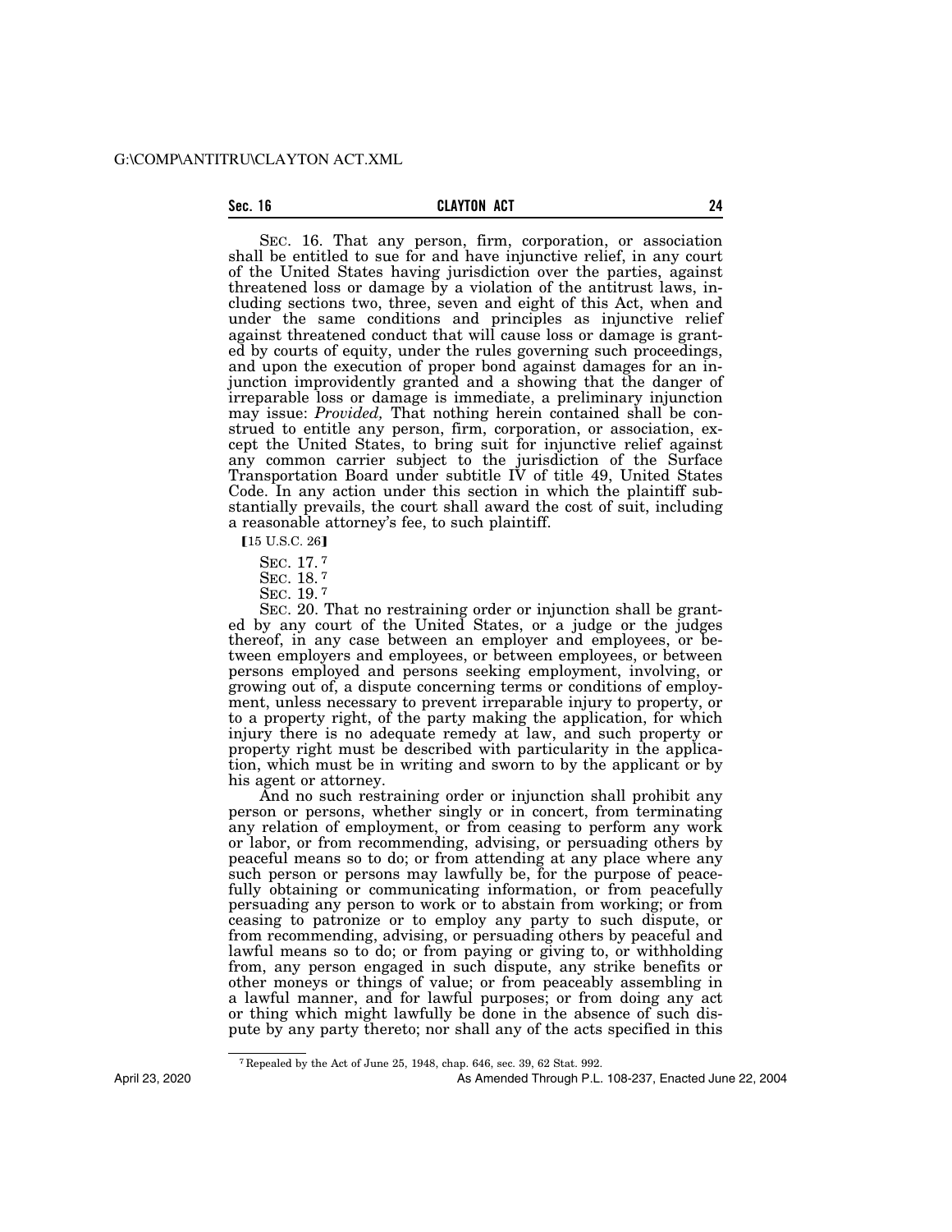SEC. 16. That any person, firm, corporation, or association shall be entitled to sue for and have injunctive relief, in any court of the United States having jurisdiction over the parties, against threatened loss or damage by a violation of the antitrust laws, including sections two, three, seven and eight of this Act, when and under the same conditions and principles as injunctive relief against threatened conduct that will cause loss or damage is granted by courts of equity, under the rules governing such proceedings, and upon the execution of proper bond against damages for an injunction improvidently granted and a showing that the danger of irreparable loss or damage is immediate, a preliminary injunction may issue: *Provided,* That nothing herein contained shall be construed to entitle any person, firm, corporation, or association, except the United States, to bring suit for injunctive relief against any common carrier subject to the jurisdiction of the Surface Transportation Board under subtitle IV of title 49, United States Code. In any action under this section in which the plaintiff substantially prevails, the court shall award the cost of suit, including a reasonable attorney's fee, to such plaintiff.

【15 U.S.C. 26】

SEC. 17. [7]

SEC. 18. [7]

SEC. 19. [7]

SEC. 20. That no restraining order or injunction shall be granted by any court of the United States, or a judge or the judges thereof, in any case between an employer and employees, or between employers and employees, or between employees, or between persons employed and persons seeking employment, involving, or growing out of, a dispute concerning terms or conditions of employment, unless necessary to prevent irreparable injury to property, or to a property right, of the party making the application, for which injury there is no adequate remedy at law, and such property or property right must be described with particularity in the application, which must be in writing and sworn to by the applicant or by his agent or attorney.

And no such restraining order or injunction shall prohibit any person or persons, whether singly or in concert, from terminating any relation of employment, or from ceasing to perform any work or labor, or from recommending, advising, or persuading others by peaceful means so to do; or from attending at any place where any such person or persons may lawfully be, for the purpose of peacefully obtaining or communicating information, or from peacefully persuading any person to work or to abstain from working; or from ceasing to patronize or to employ any party to such dispute, or from recommending, advising, or persuading others by peaceful and lawful means so to do; or from paying or giving to, or withholding from, any person engaged in such dispute, any strike benefits or other moneys or things of value; or from peaceably assembling in a lawful manner, and for lawful purposes; or from doing any act or thing which might lawfully be done in the absence of such dispute by any party thereto; nor shall any of the acts specified in this

[7] Repealed by the Act of June 25, 1948, chap. 646, sec. 39, 62 Stat. 992.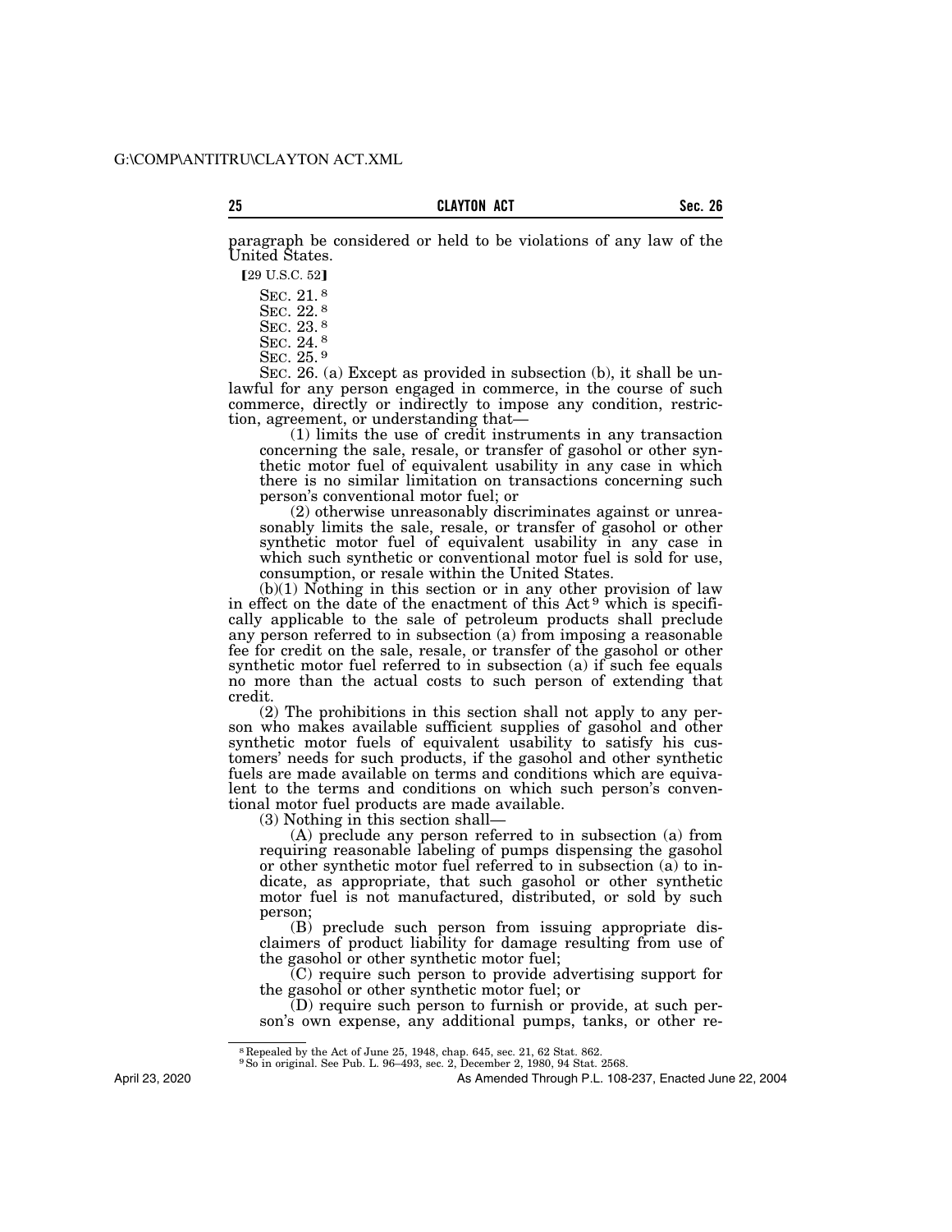paragraph be considered or held to be violations of any law of the United States.

【29 U.S.C. 52】

SEC. 21.[8]

SEC. 22.[8]

SEC. 23.[8]

SEC. 24.[8]

SEC. 25.[9]

SEC. 26. (a) Except as provided in subsection (b), it shall be unlawful for any person engaged in commerce, in the course of such commerce, directly or indirectly to impose any condition, restriction, agreement, or understanding that—

(1) limits the use of credit instruments in any transaction concerning the sale, resale, or transfer of gasohol or other synthetic motor fuel of equivalent usability in any case in which there is no similar limitation on transactions concerning such person's conventional motor fuel; or

(2) otherwise unreasonably discriminates against or unreasonably limits the sale, resale, or transfer of gasohol or other synthetic motor fuel of equivalent usability in any case in which such synthetic or conventional motor fuel is sold for use, consumption, or resale within the United States.

(b)(1) Nothing in this section or in any other provision of law in effect on the date of the enactment of this Act[9] which is specifically applicable to the sale of petroleum products shall preclude any person referred to in subsection (a) from imposing a reasonable fee for credit on the sale, resale, or transfer of the gasohol or other synthetic motor fuel referred to in subsection (a) if such fee equals no more than the actual costs to such person of extending that credit.

(2) The prohibitions in this section shall not apply to any person who makes available sufficient supplies of gasohol and other synthetic motor fuels of equivalent usability to satisfy his customers' needs for such products, if the gasohol and other synthetic fuels are made available on terms and conditions which are equivalent to the terms and conditions on which such person's conventional motor fuel products are made available.

(3) Nothing in this section shall—

(A) preclude any person referred to in subsection (a) from requiring reasonable labeling of pumps dispensing the gasohol or other synthetic motor fuel referred to in subsection (a) to indicate, as appropriate, that such gasohol or other synthetic motor fuel is not manufactured, distributed, or sold by such person;

(B) preclude such person from issuing appropriate disclaimers of product liability for damage resulting from use of the gasohol or other synthetic motor fuel;

(C) require such person to provide advertising support for the gasohol or other synthetic motor fuel; or

(D) require such person to furnish or provide, at such person's own expense, any additional pumps, tanks, or other re-

---

[8] Repealed by the Act of June 25, 1948, chap. 645, sec. 21, 62 Stat. 862.

[9] So in original. See Pub. L. 96–493, sec. 2, December 2, 1980, 94 Stat. 2568.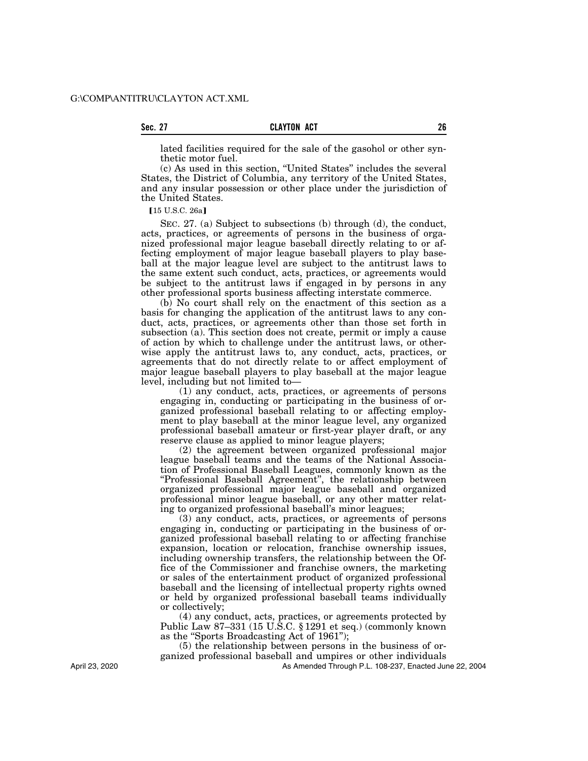lated facilities required for the sale of the gasohol or other synthetic motor fuel.

(c) As used in this section, "United States" includes the several States, the District of Columbia, any territory of the United States, and any insular possession or other place under the jurisdiction of the United States.

[15 U.S.C. 26a]

SEC. 27. (a) Subject to subsections (b) through (d), the conduct, acts, practices, or agreements of persons in the business of organized professional major league baseball directly relating to or affecting employment of major league baseball players to play baseball at the major league level are subject to the antitrust laws to the same extent such conduct, acts, practices, or agreements would be subject to the antitrust laws if engaged in by persons in any other professional sports business affecting interstate commerce.

(b) No court shall rely on the enactment of this section as a basis for changing the application of the antitrust laws to any conduct, acts, practices, or agreements other than those set forth in subsection (a). This section does not create, permit or imply a cause of action by which to challenge under the antitrust laws, or otherwise apply the antitrust laws to, any conduct, acts, practices, or agreements that do not directly relate to or affect employment of major league baseball players to play baseball at the major league level, including but not limited to—

(1) any conduct, acts, practices, or agreements of persons engaging in, conducting or participating in the business of organized professional baseball relating to or affecting employment to play baseball at the minor league level, any organized professional baseball amateur or first-year player draft, or any reserve clause as applied to minor league players;

(2) the agreement between organized professional major league baseball teams and the teams of the National Association of Professional Baseball Leagues, commonly known as the "Professional Baseball Agreement", the relationship between organized professional major league baseball and organized professional minor league baseball, or any other matter relating to organized professional baseball's minor leagues;

(3) any conduct, acts, practices, or agreements of persons engaging in, conducting or participating in the business of organized professional baseball relating to or affecting franchise expansion, location or relocation, franchise ownership issues, including ownership transfers, the relationship between the Office of the Commissioner and franchise owners, the marketing or sales of the entertainment product of organized professional baseball and the licensing of intellectual property rights owned or held by organized professional baseball teams individually or collectively;

(4) any conduct, acts, practices, or agreements protected by Public Law 87–331 (15 U.S.C. § 1291 et seq.) (commonly known as the "Sports Broadcasting Act of 1961");

(5) the relationship between persons in the business of organized professional baseball and umpires or other individuals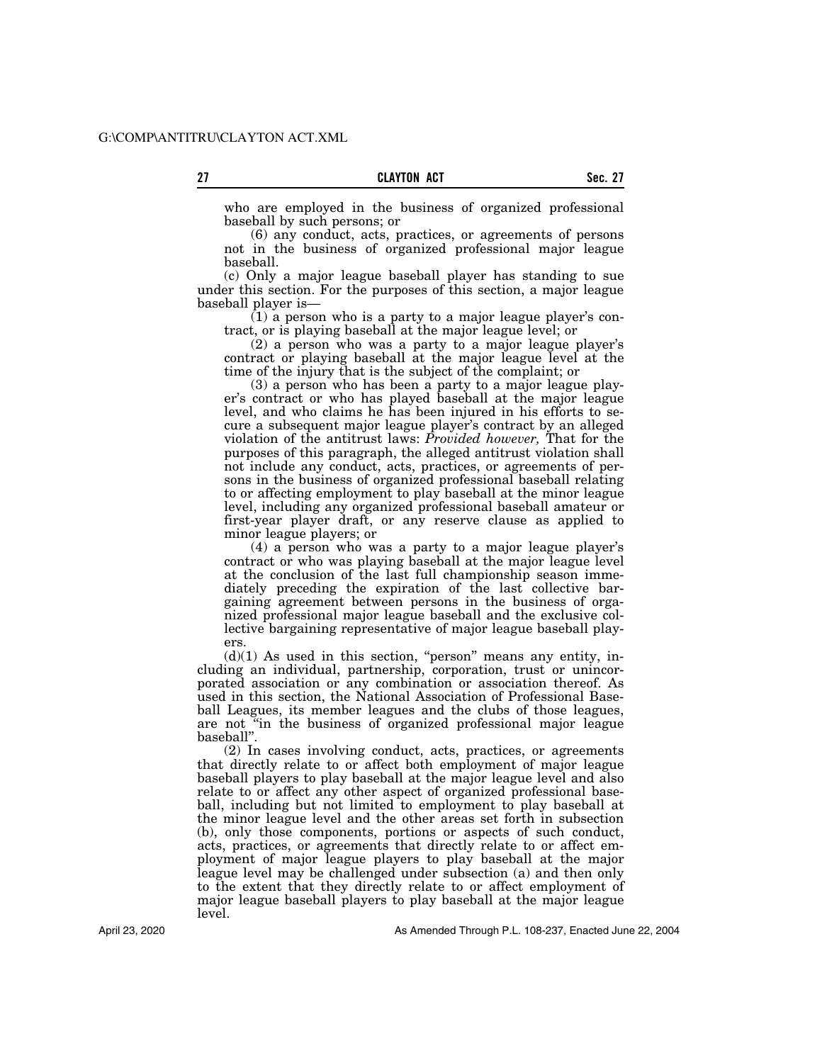who are employed in the business of organized professional baseball by such persons; or

(6) any conduct, acts, practices, or agreements of persons not in the business of organized professional major league baseball.

(c) Only a major league baseball player has standing to sue under this section. For the purposes of this section, a major league baseball player is—

(1) a person who is a party to a major league player's contract, or is playing baseball at the major league level; or

(2) a person who was a party to a major league player's contract or playing baseball at the major league level at the time of the injury that is the subject of the complaint; or

(3) a person who has been a party to a major league player's contract or who has played baseball at the major league level, and who claims he has been injured in his efforts to secure a subsequent major league player's contract by an alleged violation of the antitrust laws: *Provided however,* That for the purposes of this paragraph, the alleged antitrust violation shall not include any conduct, acts, practices, or agreements of persons in the business of organized professional baseball relating to or affecting employment to play baseball at the minor league level, including any organized professional baseball amateur or first-year player draft, or any reserve clause as applied to minor league players; or

(4) a person who was a party to a major league player's contract or who was playing baseball at the major league level at the conclusion of the last full championship season immediately preceding the expiration of the last collective bargaining agreement between persons in the business of organized professional major league baseball and the exclusive collective bargaining representative of major league baseball players.

(d)(1) As used in this section, "person" means any entity, including an individual, partnership, corporation, trust or unincorporated association or any combination or association thereof. As used in this section, the National Association of Professional Baseball Leagues, its member leagues and the clubs of those leagues, are not "in the business of organized professional major league baseball".

(2) In cases involving conduct, acts, practices, or agreements that directly relate to or affect both employment of major league baseball players to play baseball at the major league level and also relate to or affect any other aspect of organized professional baseball, including but not limited to employment to play baseball at the minor league level and the other areas set forth in subsection (b), only those components, portions or aspects of such conduct, acts, practices, or agreements that directly relate to or affect employment of major league players to play baseball at the major league level may be challenged under subsection (a) and then only to the extent that they directly relate to or affect employment of major league baseball players to play baseball at the major league level.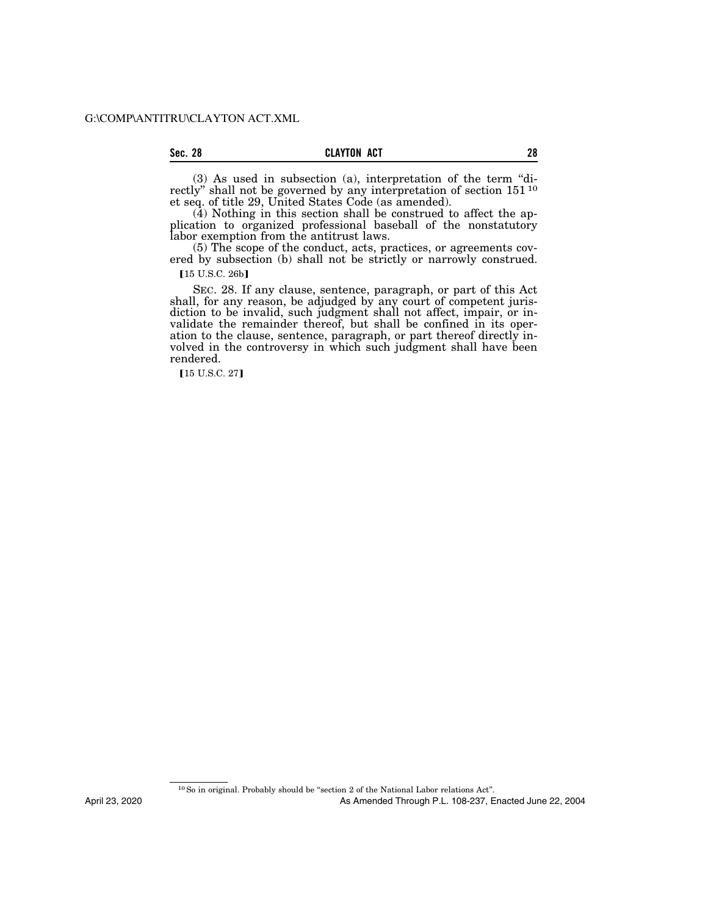(3) As used in subsection (a), interpretation of the term "directly" shall not be governed by any interpretation of section 151[10] et seq. of title 29, United States Code (as amended).

(4) Nothing in this section shall be construed to affect the application to organized professional baseball of the nonstatutory labor exemption from the antitrust laws.

(5) The scope of the conduct, acts, practices, or agreements covered by subsection (b) shall not be strictly or narrowly construed.

【15 U.S.C. 26b】

SEC. 28. If any clause, sentence, paragraph, or part of this Act shall, for any reason, be adjudged by any court of competent jurisdiction to be invalid, such judgment shall not affect, impair, or invalidate the remainder thereof, but shall be confined in its operation to the clause, sentence, paragraph, or part thereof directly involved in the controversy in which such judgment shall have been rendered.

【15 U.S.C. 27】

[10] So in original. Probably should be "section 2 of the National Labor relations Act".